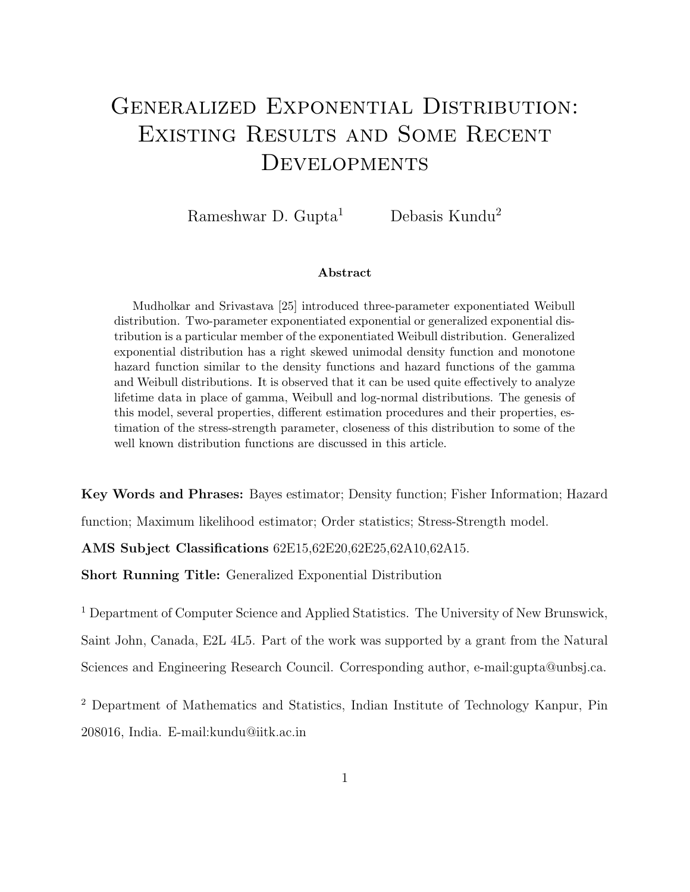# Generalized Exponential Distribution: Existing Results and Some Recent Developments

Rameshwar D. Gupta[1] Debasis Kundu[2]

### Abstract

Mudholkar and Srivastava [25] introduced three-parameter exponentiated Weibull distribution. Two-parameter exponentiated exponential or generalized exponential distribution is a particular member of the exponentiated Weibull distribution. Generalized exponential distribution has a right skewed unimodal density function and monotone hazard function similar to the density functions and hazard functions of the gamma and Weibull distributions. It is observed that it can be used quite effectively to analyze lifetime data in place of gamma, Weibull and log-normal distributions. The genesis of this model, several properties, different estimation procedures and their properties, estimation of the stress-strength parameter, closeness of this distribution to some of the well known distribution functions are discussed in this article.

**Key Words and Phrases:** Bayes estimator; Density function; Fisher Information; Hazard function; Maximum likelihood estimator; Order statistics; Stress-Strength model.

**AMS Subject Classifications** 62E15,62E20,62E25,62A10,62A15.

**Short Running Title:** Generalized Exponential Distribution

[1] Department of Computer Science and Applied Statistics. The University of New Brunswick, Saint John, Canada, E2L 4L5. Part of the work was supported by a grant from the Natural Sciences and Engineering Research Council. Corresponding author, e-mail:gupta@unbsj.ca.

[2] Department of Mathematics and Statistics, Indian Institute of Technology Kanpur, Pin 208016, India. E-mail:kundu@iitk.ac.in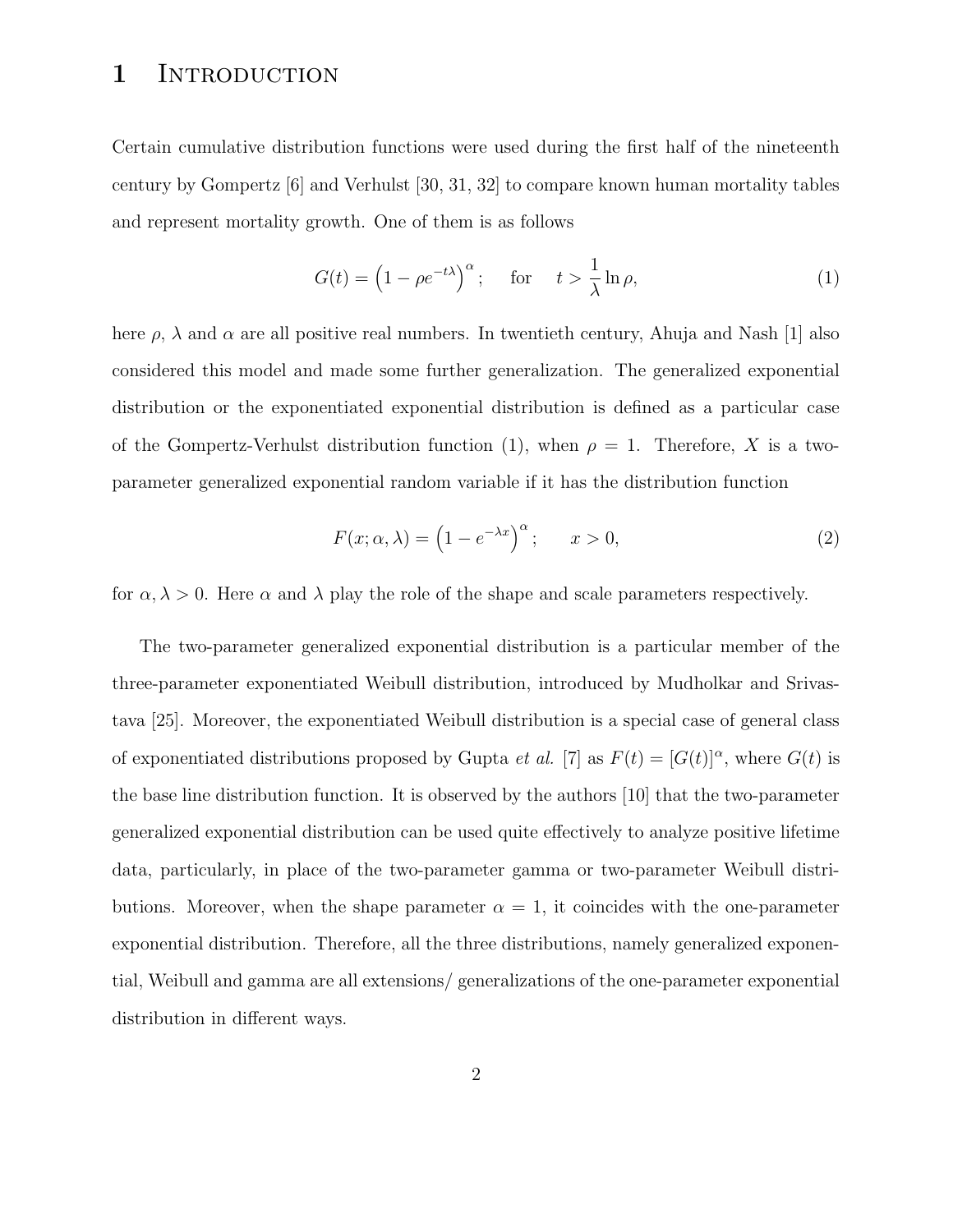# 1 Introduction

Certain cumulative distribution functions were used during the first half of the nineteenth century by Gompertz [6] and Verhulst [30, 31, 32] to compare known human mortality tables and represent mortality growth. One of them is as follows

$$G(t) = \left(1 - \rho e^{-t\lambda}\right)^{\alpha}; \quad \text{for} \quad t > \frac{1}{\lambda} \ln \rho, \tag{1}$$

here $\rho$, $\lambda$ and $\alpha$ are all positive real numbers. In twentieth century, Ahuja and Nash [1] also considered this model and made some further generalization. The generalized exponential distribution or the exponentiated exponential distribution is defined as a particular case of the Gompertz-Verhulst distribution function (1), when $\rho = 1$. Therefore, $X$ is a two-parameter generalized exponential random variable if it has the distribution function

$$F(x; \alpha, \lambda) = \left(1 - e^{-\lambda x}\right)^{\alpha}; \qquad x > 0, \tag{2}$$

for $\alpha, \lambda > 0$. Here $\alpha$ and $\lambda$ play the role of the shape and scale parameters respectively.

The two-parameter generalized exponential distribution is a particular member of the three-parameter exponentiated Weibull distribution, introduced by Mudholkar and Srivastava [25]. Moreover, the exponentiated Weibull distribution is a special case of general class of exponentiated distributions proposed by Gupta *et al.* [7] as $F(t) = [G(t)]^{\alpha}$, where $G(t)$ is the base line distribution function. It is observed by the authors [10] that the two-parameter generalized exponential distribution can be used quite effectively to analyze positive lifetime data, particularly, in place of the two-parameter gamma or two-parameter Weibull distributions. Moreover, when the shape parameter $\alpha = 1$, it coincides with the one-parameter exponential distribution. Therefore, all the three distributions, namely generalized exponential, Weibull and gamma are all extensions/ generalizations of the one-parameter exponential distribution in different ways.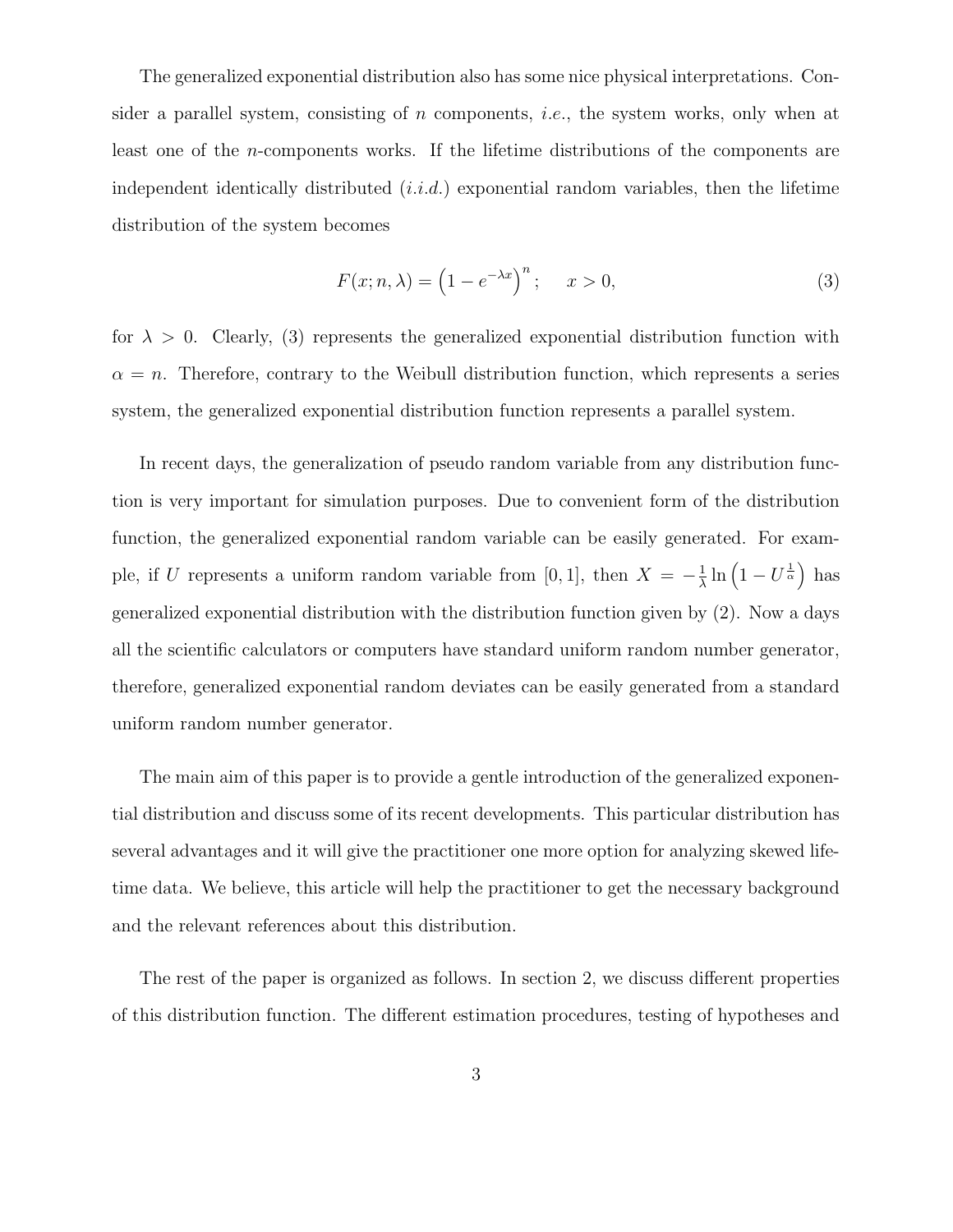The generalized exponential distribution also has some nice physical interpretations. Consider a parallel system, consisting of $n$ components, *i.e.*, the system works, only when at least one of the $n$-components works. If the lifetime distributions of the components are independent identically distributed (*i.i.d.*) exponential random variables, then the lifetime distribution of the system becomes

$$F(x; n, \lambda) = \left(1 - e^{-\lambda x}\right)^{n}; \quad x > 0, \tag{3}$$

for $\lambda > 0$. Clearly, (3) represents the generalized exponential distribution function with $\alpha = n$. Therefore, contrary to the Weibull distribution function, which represents a series system, the generalized exponential distribution function represents a parallel system.

In recent days, the generalization of pseudo random variable from any distribution function is very important for simulation purposes. Due to convenient form of the distribution function, the generalized exponential random variable can be easily generated. For example, if $U$ represents a uniform random variable from $[0, 1]$, then $X = -\frac{1}{\lambda} \ln\left(1 - U^{\frac{1}{\alpha}}\right)$ has generalized exponential distribution with the distribution function given by (2). Now a days all the scientific calculators or computers have standard uniform random number generator, therefore, generalized exponential random deviates can be easily generated from a standard uniform random number generator.

The main aim of this paper is to provide a gentle introduction of the generalized exponential distribution and discuss some of its recent developments. This particular distribution has several advantages and it will give the practitioner one more option for analyzing skewed lifetime data. We believe, this article will help the practitioner to get the necessary background and the relevant references about this distribution.

The rest of the paper is organized as follows. In section 2, we discuss different properties of this distribution function. The different estimation procedures, testing of hypotheses and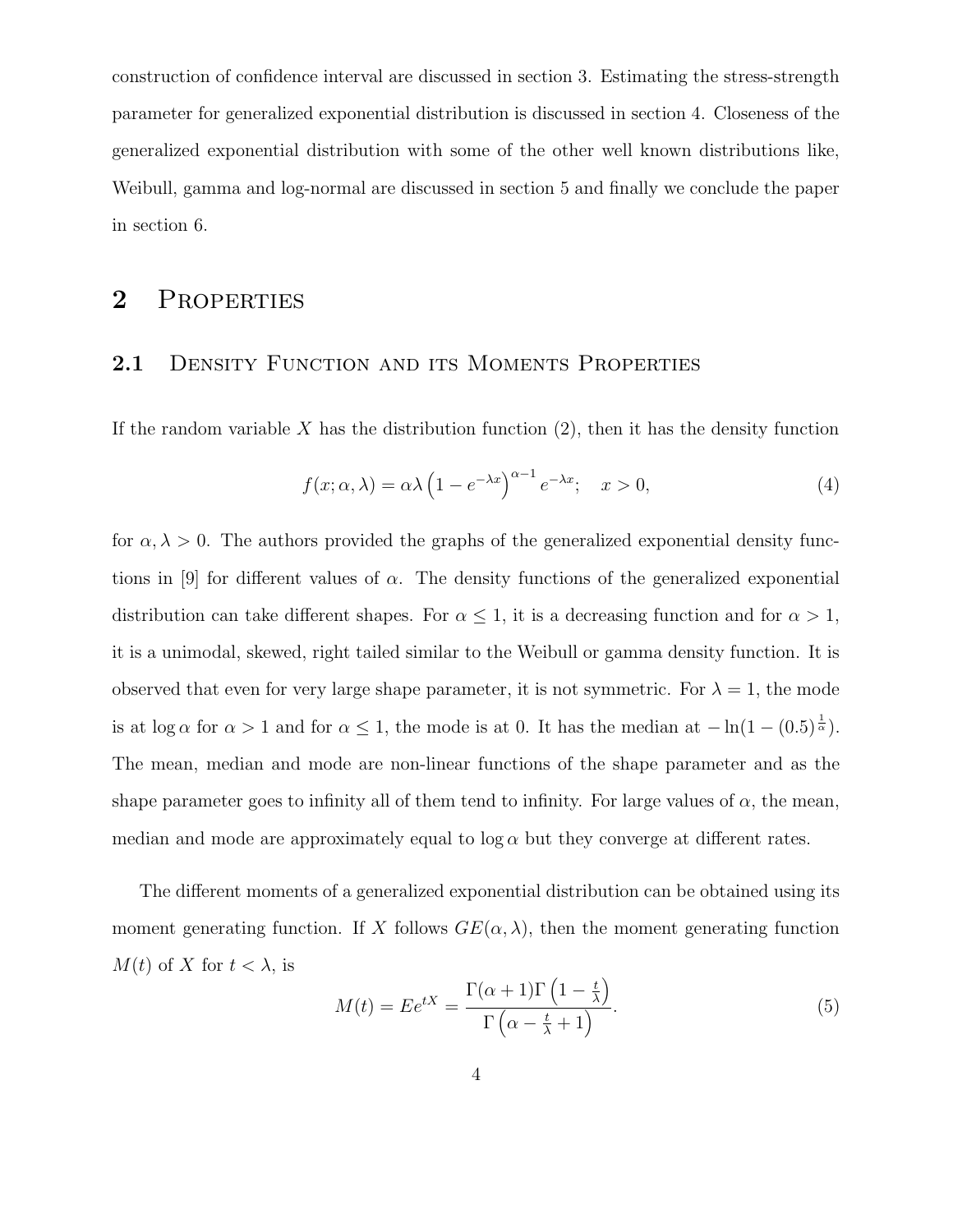construction of confidence interval are discussed in section 3. Estimating the stress-strength parameter for generalized exponential distribution is discussed in section 4. Closeness of the generalized exponential distribution with some of the other well known distributions like, Weibull, gamma and log-normal are discussed in section 5 and finally we conclude the paper in section 6.

# 2 Properties

## 2.1 Density Function and its Moments Properties

If the random variable $X$ has the distribution function (2), then it has the density function

$$f(x;\alpha,\lambda) = \alpha\lambda\left(1 - e^{-\lambda x}\right)^{\alpha-1} e^{-\lambda x}; \quad x > 0, \tag{4}$$

for $\alpha, \lambda > 0$. The authors provided the graphs of the generalized exponential density functions in [9] for different values of $\alpha$. The density functions of the generalized exponential distribution can take different shapes. For $\alpha \leq 1$, it is a decreasing function and for $\alpha > 1$, it is a unimodal, skewed, right tailed similar to the Weibull or gamma density function. It is observed that even for very large shape parameter, it is not symmetric. For $\lambda = 1$, the mode is at $\log \alpha$ for $\alpha > 1$ and for $\alpha \leq 1$, the mode is at 0. It has the median at $-\ln(1 - (0.5)^{\frac{1}{\alpha}})$. The mean, median and mode are non-linear functions of the shape parameter and as the shape parameter goes to infinity all of them tend to infinity. For large values of $\alpha$, the mean, median and mode are approximately equal to $\log \alpha$ but they converge at different rates.

The different moments of a generalized exponential distribution can be obtained using its moment generating function. If $X$ follows $GE(\alpha, \lambda)$, then the moment generating function $M(t)$ of $X$ for $t < \lambda$, is

$$M(t) = Ee^{tX} = \frac{\Gamma(\alpha+1)\Gamma\left(1 - \frac{t}{\lambda}\right)}{\Gamma\left(\alpha - \frac{t}{\lambda} + 1\right)}. \tag{5}$$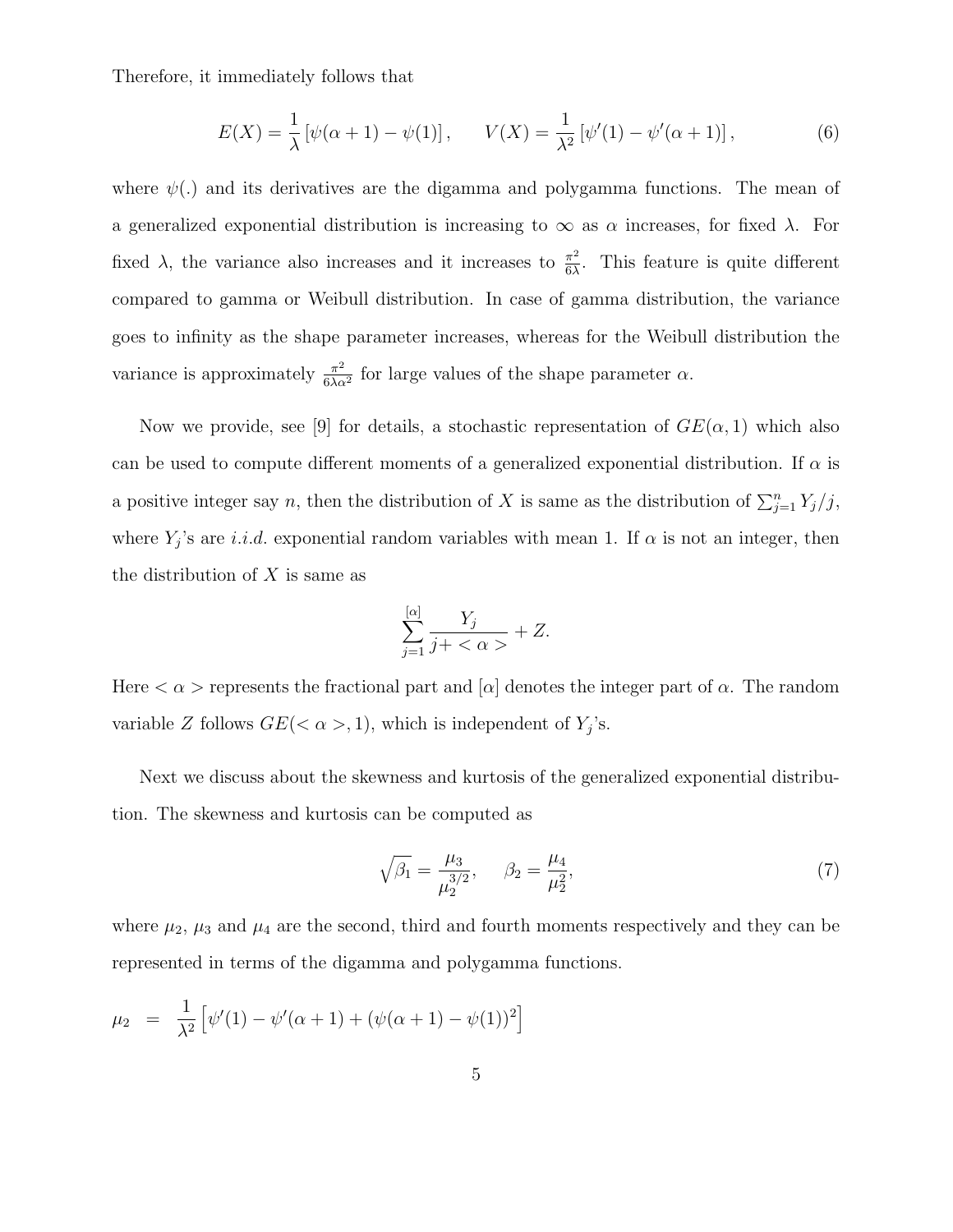Therefore, it immediately follows that

$$E(X) = \frac{1}{\lambda}\left[\psi(\alpha+1) - \psi(1)\right], \qquad V(X) = \frac{1}{\lambda^2}\left[\psi'(1) - \psi'(\alpha+1)\right], \tag{6}$$

where $\psi(.)$ and its derivatives are the digamma and polygamma functions. The mean of a generalized exponential distribution is increasing to $\infty$ as $\alpha$ increases, for fixed $\lambda$. For fixed $\lambda$, the variance also increases and it increases to $\frac{\pi^2}{6\lambda}$. This feature is quite different compared to gamma or Weibull distribution. In case of gamma distribution, the variance goes to infinity as the shape parameter increases, whereas for the Weibull distribution the variance is approximately $\frac{\pi^2}{6\lambda\alpha^2}$ for large values of the shape parameter $\alpha$.

Now we provide, see [9] for details, a stochastic representation of $GE(\alpha, 1)$ which also can be used to compute different moments of a generalized exponential distribution. If $\alpha$ is a positive integer say $n$, then the distribution of $X$ is same as the distribution of $\sum_{j=1}^{n} Y_j/j$, where $Y_j$'s are *i.i.d.* exponential random variables with mean 1. If $\alpha$ is not an integer, then the distribution of $X$ is same as

$$\sum_{j=1}^{[\alpha]} \frac{Y_j}{j + <\alpha>} + Z.$$

Here $<\alpha>$ represents the fractional part and $[\alpha]$ denotes the integer part of $\alpha$. The random variable $Z$ follows $GE(<\alpha>, 1)$, which is independent of $Y_j$'s.

Next we discuss about the skewness and kurtosis of the generalized exponential distribution. The skewness and kurtosis can be computed as

$$\sqrt{\beta_1} = \frac{\mu_3}{\mu_2^{3/2}}, \qquad \beta_2 = \frac{\mu_4}{\mu_2^2}, \tag{7}$$

where $\mu_2$, $\mu_3$ and $\mu_4$ are the second, third and fourth moments respectively and they can be represented in terms of the digamma and polygamma functions.

$$\mu_2 \;=\; \frac{1}{\lambda^2}\left[\psi'(1) - \psi'(\alpha+1) + (\psi(\alpha+1) - \psi(1))^2\right]$$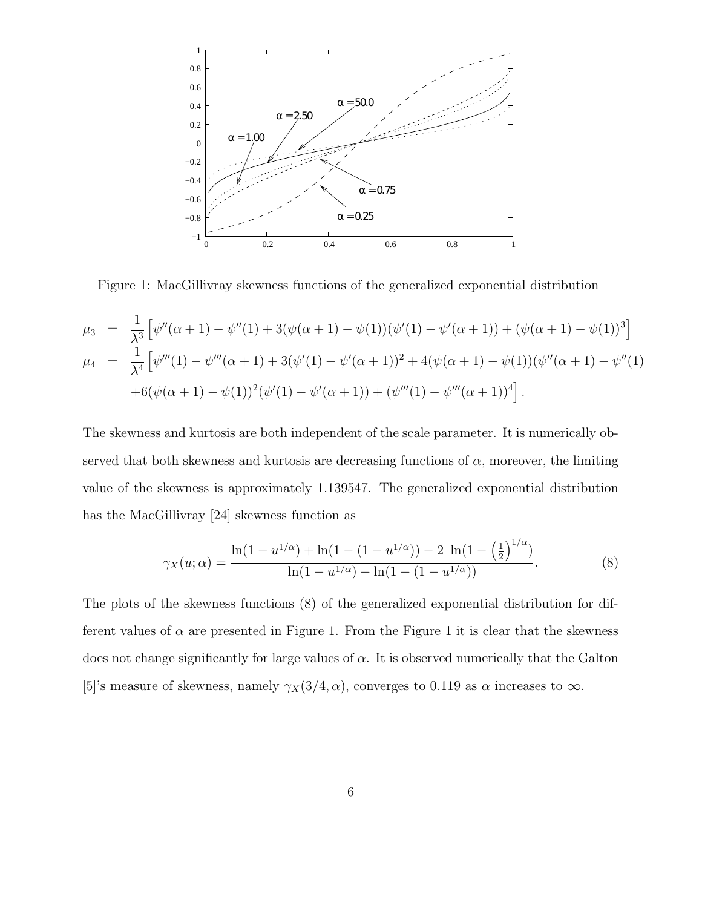Figure 1: MacGillivray skewness functions of the generalized exponential distribution

$$
\begin{aligned}
\mu_3 &= \frac{1}{\lambda^3}\left[\psi''(\alpha+1)-\psi''(1)+3(\psi(\alpha+1)-\psi(1))(\psi'(1)-\psi'(\alpha+1))+(\psi(\alpha+1)-\psi(1))^3\right] \\
\mu_4 &= \frac{1}{\lambda^4}\left[\psi'''(1)-\psi'''(\alpha+1)+3(\psi'(1)-\psi'(\alpha+1))^2+4(\psi(\alpha+1)-\psi(1))(\psi''(\alpha+1)-\psi''(1)\right. \\
&\quad \left.+6(\psi(\alpha+1)-\psi(1))^2(\psi'(1)-\psi'(\alpha+1))+(\psi'''(1)-\psi'''(\alpha+1))^4\right].
\end{aligned}
$$

The skewness and kurtosis are both independent of the scale parameter. It is numerically observed that both skewness and kurtosis are decreasing functions of $\alpha$, moreover, the limiting value of the skewness is approximately 1.139547. The generalized exponential distribution has the MacGillivray [24] skewness function as

$$
\gamma_X(u;\alpha) = \frac{\ln(1-u^{1/\alpha}) + \ln(1-(1-u^{1/\alpha})) - 2\ \ln(1-\left(\frac{1}{2}\right)^{1/\alpha})}{\ln(1-u^{1/\alpha}) - \ln(1-(1-u^{1/\alpha}))}. \tag{8}
$$

The plots of the skewness functions (8) of the generalized exponential distribution for different values of $\alpha$ are presented in Figure 1. From the Figure 1 it is clear that the skewness does not change significantly for large values of $\alpha$. It is observed numerically that the Galton [5]'s measure of skewness, namely $\gamma_X(3/4,\alpha)$, converges to 0.119 as $\alpha$ increases to $\infty$.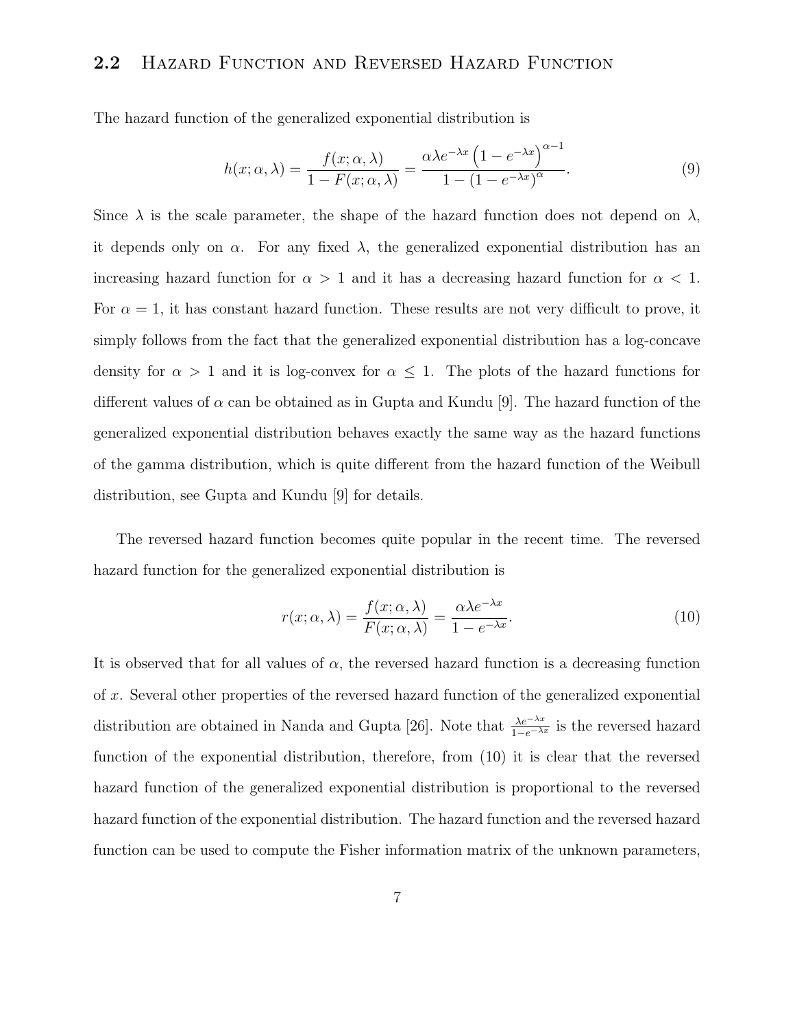## 2.2 Hazard Function and Reversed Hazard Function

The hazard function of the generalized exponential distribution is

$$h(x; \alpha, \lambda) = \frac{f(x; \alpha, \lambda)}{1 - F(x; \alpha, \lambda)} = \frac{\alpha \lambda e^{-\lambda x} \left(1 - e^{-\lambda x}\right)^{\alpha - 1}}{1 - \left(1 - e^{-\lambda x}\right)^{\alpha}}. \tag{9}$$

Since $\lambda$ is the scale parameter, the shape of the hazard function does not depend on $\lambda$, it depends only on $\alpha$. For any fixed $\lambda$, the generalized exponential distribution has an increasing hazard function for $\alpha > 1$ and it has a decreasing hazard function for $\alpha < 1$. For $\alpha = 1$, it has constant hazard function. These results are not very difficult to prove, it simply follows from the fact that the generalized exponential distribution has a log-concave density for $\alpha > 1$ and it is log-convex for $\alpha \leq 1$. The plots of the hazard functions for different values of $\alpha$ can be obtained as in Gupta and Kundu [9]. The hazard function of the generalized exponential distribution behaves exactly the same way as the hazard functions of the gamma distribution, which is quite different from the hazard function of the Weibull distribution, see Gupta and Kundu [9] for details.

The reversed hazard function becomes quite popular in the recent time. The reversed hazard function for the generalized exponential distribution is

$$r(x; \alpha, \lambda) = \frac{f(x; \alpha, \lambda)}{F(x; \alpha, \lambda)} = \frac{\alpha \lambda e^{-\lambda x}}{1 - e^{-\lambda x}}. \tag{10}$$

It is observed that for all values of $\alpha$, the reversed hazard function is a decreasing function of $x$. Several other properties of the reversed hazard function of the generalized exponential distribution are obtained in Nanda and Gupta [26]. Note that $\frac{\lambda e^{-\lambda x}}{1 - e^{-\lambda x}}$ is the reversed hazard function of the exponential distribution, therefore, from (10) it is clear that the reversed hazard function of the generalized exponential distribution is proportional to the reversed hazard function of the exponential distribution. The hazard function and the reversed hazard function can be used to compute the Fisher information matrix of the unknown parameters,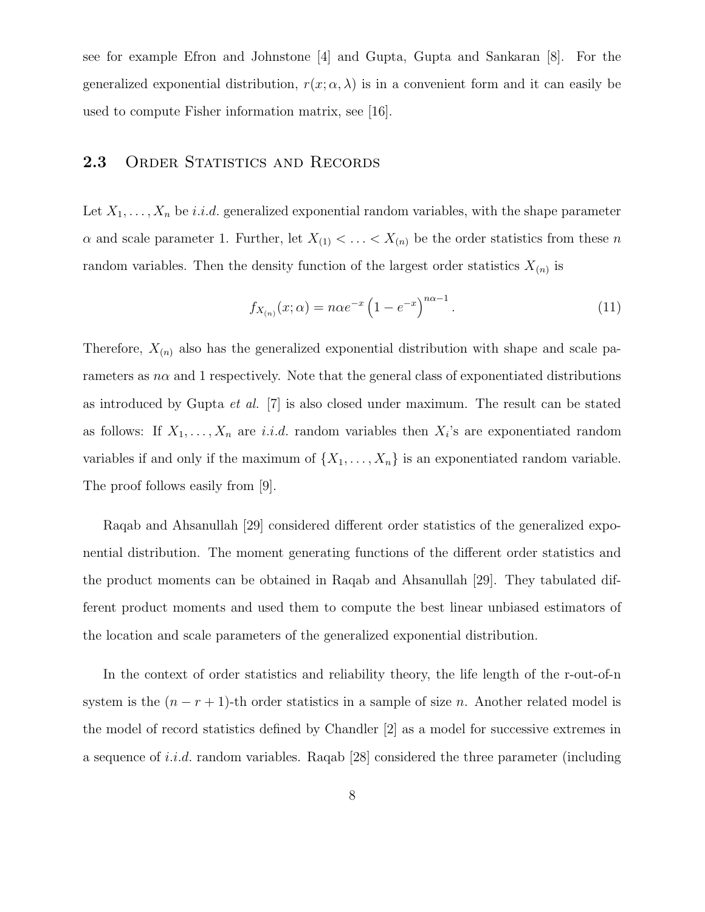see for example Efron and Johnstone [4] and Gupta, Gupta and Sankaran [8]. For the generalized exponential distribution, $r(x; \alpha, \lambda)$ is in a convenient form and it can easily be used to compute Fisher information matrix, see [16].

### 2.3 Order Statistics and Records

Let $X_1, \ldots, X_n$ be *i.i.d.* generalized exponential random variables, with the shape parameter $\alpha$ and scale parameter 1. Further, let $X_{(1)} < \ldots < X_{(n)}$ be the order statistics from these $n$ random variables. Then the density function of the largest order statistics $X_{(n)}$ is

$$f_{X_{(n)}}(x; \alpha) = n\alpha e^{-x} \left(1 - e^{-x}\right)^{n\alpha - 1}. \tag{11}$$

Therefore, $X_{(n)}$ also has the generalized exponential distribution with shape and scale parameters as $n\alpha$ and 1 respectively. Note that the general class of exponentiated distributions as introduced by Gupta *et al.* [7] is also closed under maximum. The result can be stated as follows: If $X_1, \ldots, X_n$ are *i.i.d.* random variables then $X_i$'s are exponentiated random variables if and only if the maximum of $\{X_1, \ldots, X_n\}$ is an exponentiated random variable. The proof follows easily from [9].

Raqab and Ahsanullah [29] considered different order statistics of the generalized exponential distribution. The moment generating functions of the different order statistics and the product moments can be obtained in Raqab and Ahsanullah [29]. They tabulated different product moments and used them to compute the best linear unbiased estimators of the location and scale parameters of the generalized exponential distribution.

In the context of order statistics and reliability theory, the life length of the r-out-of-n system is the $(n - r + 1)$-th order statistics in a sample of size $n$. Another related model is the model of record statistics defined by Chandler [2] as a model for successive extremes in a sequence of *i.i.d.* random variables. Raqab [28] considered the three parameter (including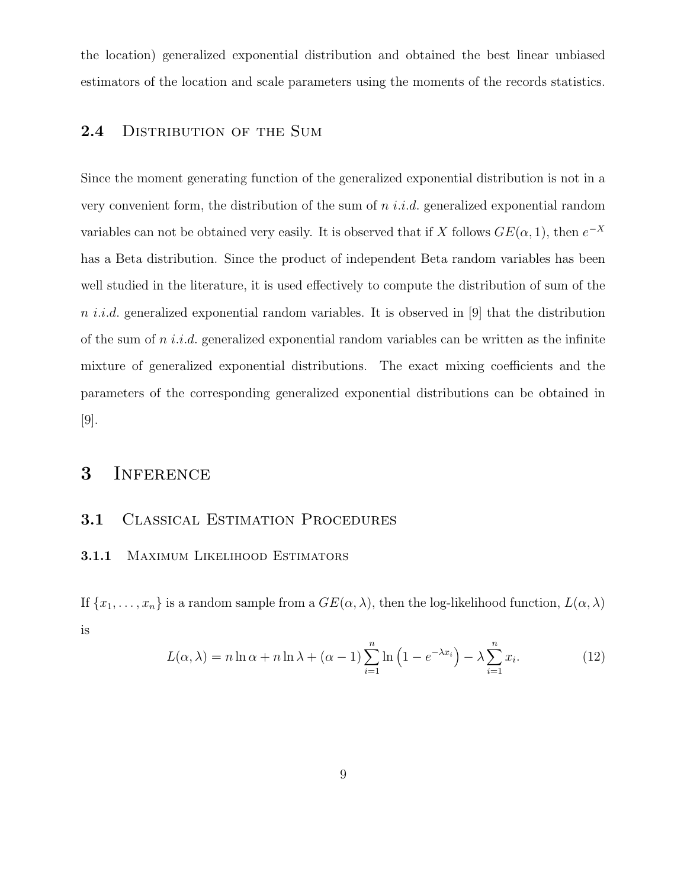the location) generalized exponential distribution and obtained the best linear unbiased estimators of the location and scale parameters using the moments of the records statistics.

### 2.4 Distribution of the Sum

Since the moment generating function of the generalized exponential distribution is not in a very convenient form, the distribution of the sum of $n$ *i.i.d.* generalized exponential random variables can not be obtained very easily. It is observed that if $X$ follows $GE(\alpha, 1)$, then $e^{-X}$ has a Beta distribution. Since the product of independent Beta random variables has been well studied in the literature, it is used effectively to compute the distribution of sum of the $n$ *i.i.d.* generalized exponential random variables. It is observed in [9] that the distribution of the sum of $n$ *i.i.d.* generalized exponential random variables can be written as the infinite mixture of generalized exponential distributions. The exact mixing coefficients and the parameters of the corresponding generalized exponential distributions can be obtained in [9].

## 3 Inference

### 3.1 Classical Estimation Procedures

#### 3.1.1 Maximum Likelihood Estimators

If $\{x_1, \ldots, x_n\}$ is a random sample from a $GE(\alpha, \lambda)$, then the log-likelihood function, $L(\alpha, \lambda)$ is

$$L(\alpha, \lambda) = n \ln \alpha + n \ln \lambda + (\alpha - 1) \sum_{i=1}^{n} \ln \left(1 - e^{-\lambda x_i}\right) - \lambda \sum_{i=1}^{n} x_i. \tag{12}$$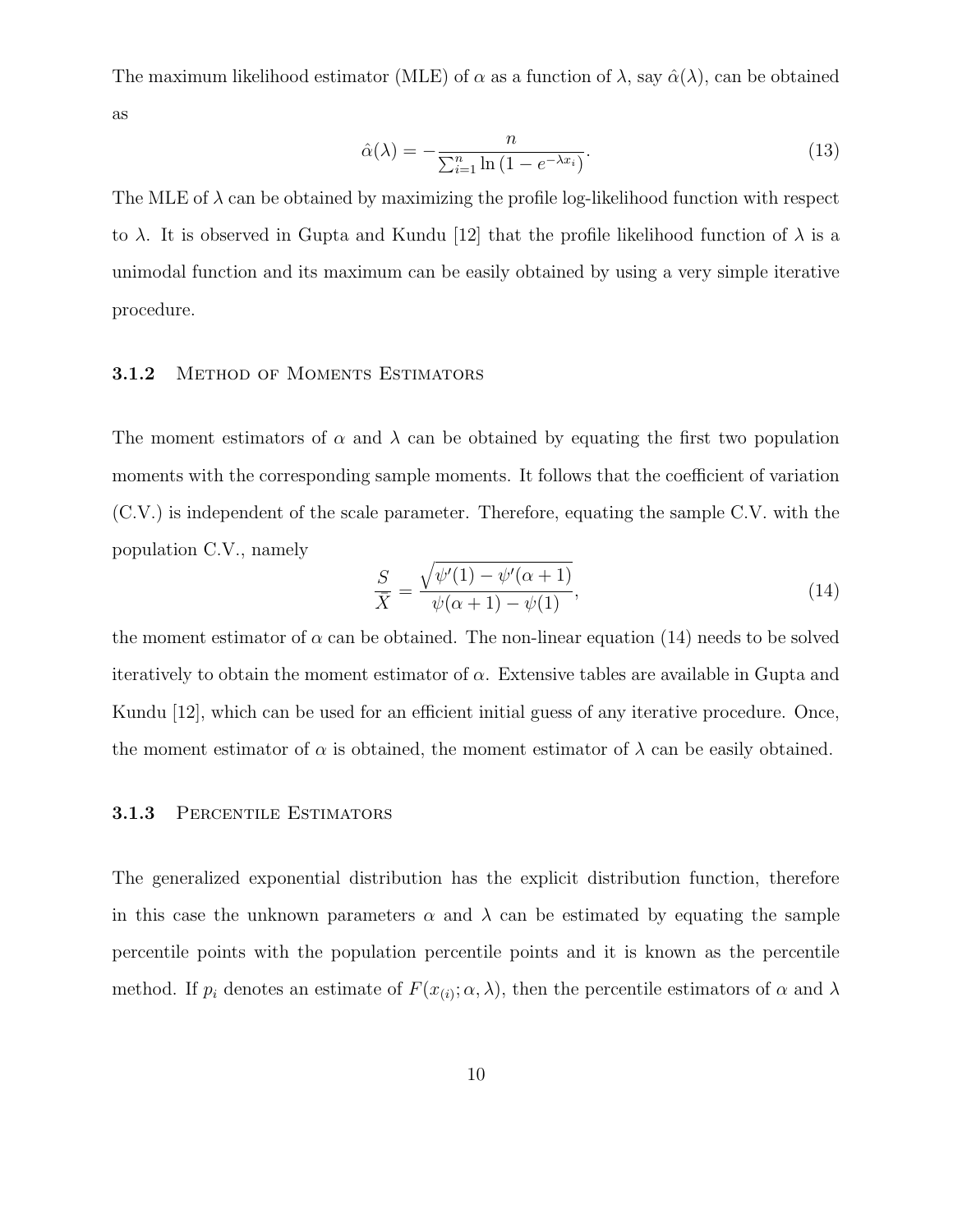The maximum likelihood estimator (MLE) of $\alpha$ as a function of $\lambda$, say $\hat{\alpha}(\lambda)$, can be obtained as

$$\hat{\alpha}(\lambda) = -\frac{n}{\sum_{i=1}^{n} \ln\left(1 - e^{-\lambda x_i}\right)}. \tag{13}$$

The MLE of $\lambda$ can be obtained by maximizing the profile log-likelihood function with respect to $\lambda$. It is observed in Gupta and Kundu [12] that the profile likelihood function of $\lambda$ is a unimodal function and its maximum can be easily obtained by using a very simple iterative procedure.

### 3.1.2 Method of Moments Estimators

The moment estimators of $\alpha$ and $\lambda$ can be obtained by equating the first two population moments with the corresponding sample moments. It follows that the coefficient of variation (C.V.) is independent of the scale parameter. Therefore, equating the sample C.V. with the population C.V., namely

$$\frac{S}{\bar{X}} = \frac{\sqrt{\psi'(1) - \psi'(\alpha+1)}}{\psi(\alpha+1) - \psi(1)}, \tag{14}$$

the moment estimator of $\alpha$ can be obtained. The non-linear equation (14) needs to be solved iteratively to obtain the moment estimator of $\alpha$. Extensive tables are available in Gupta and Kundu [12], which can be used for an efficient initial guess of any iterative procedure. Once, the moment estimator of $\alpha$ is obtained, the moment estimator of $\lambda$ can be easily obtained.

### 3.1.3 Percentile Estimators

The generalized exponential distribution has the explicit distribution function, therefore in this case the unknown parameters $\alpha$ and $\lambda$ can be estimated by equating the sample percentile points with the population percentile points and it is known as the percentile method. If $p_i$ denotes an estimate of $F(x_{(i)}; \alpha, \lambda)$, then the percentile estimators of $\alpha$ and $\lambda$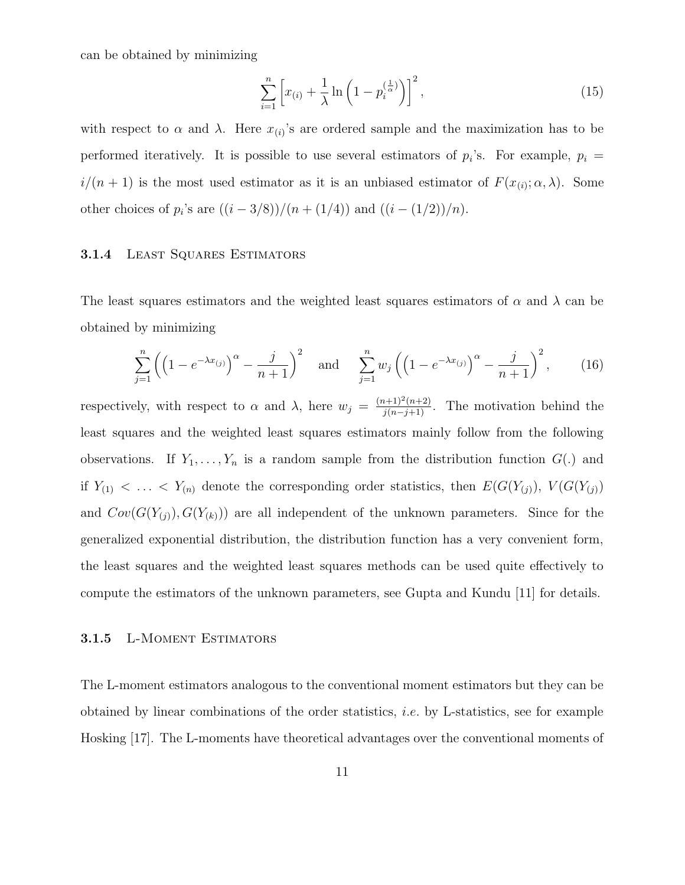can be obtained by minimizing

$$\sum_{i=1}^{n}\left[x_{(i)}+\frac{1}{\lambda}\ln\left(1-p_i^{(\frac{1}{\alpha})}\right)\right]^2, \tag{15}$$

with respect to $\alpha$ and $\lambda$. Here $x_{(i)}$'s are ordered sample and the maximization has to be performed iteratively. It is possible to use several estimators of $p_i$'s. For example, $p_i = i/(n+1)$ is the most used estimator as it is an unbiased estimator of $F(x_{(i)}; \alpha, \lambda)$. Some other choices of $p_i$'s are $((i-3/8))/(n+(1/4))$ and $((i-(1/2))/n)$.

### 3.1.4 Least Squares Estimators

The least squares estimators and the weighted least squares estimators of $\alpha$ and $\lambda$ can be obtained by minimizing

$$\sum_{j=1}^{n}\left(\left(1-e^{-\lambda x_{(j)}}\right)^{\alpha}-\frac{j}{n+1}\right)^2 \quad \text{and} \quad \sum_{j=1}^{n} w_j\left(\left(1-e^{-\lambda x_{(j)}}\right)^{\alpha}-\frac{j}{n+1}\right)^2, \tag{16}$$

respectively, with respect to $\alpha$ and $\lambda$, here $w_j = \frac{(n+1)^2(n+2)}{j(n-j+1)}$. The motivation behind the least squares and the weighted least squares estimators mainly follow from the following observations. If $Y_1, \ldots, Y_n$ is a random sample from the distribution function $G(.)$ and if $Y_{(1)} < \ldots < Y_{(n)}$ denote the corresponding order statistics, then $E(G(Y_{(j)})$, $V(G(Y_{(j)})$ and $Cov(G(Y_{(j)}), G(Y_{(k)}))$ are all independent of the unknown parameters. Since for the generalized exponential distribution, the distribution function has a very convenient form, the least squares and the weighted least squares methods can be used quite effectively to compute the estimators of the unknown parameters, see Gupta and Kundu [11] for details.

### 3.1.5 L-Moment Estimators

The L-moment estimators analogous to the conventional moment estimators but they can be obtained by linear combinations of the order statistics, *i.e.* by L-statistics, see for example Hosking [17]. The L-moments have theoretical advantages over the conventional moments of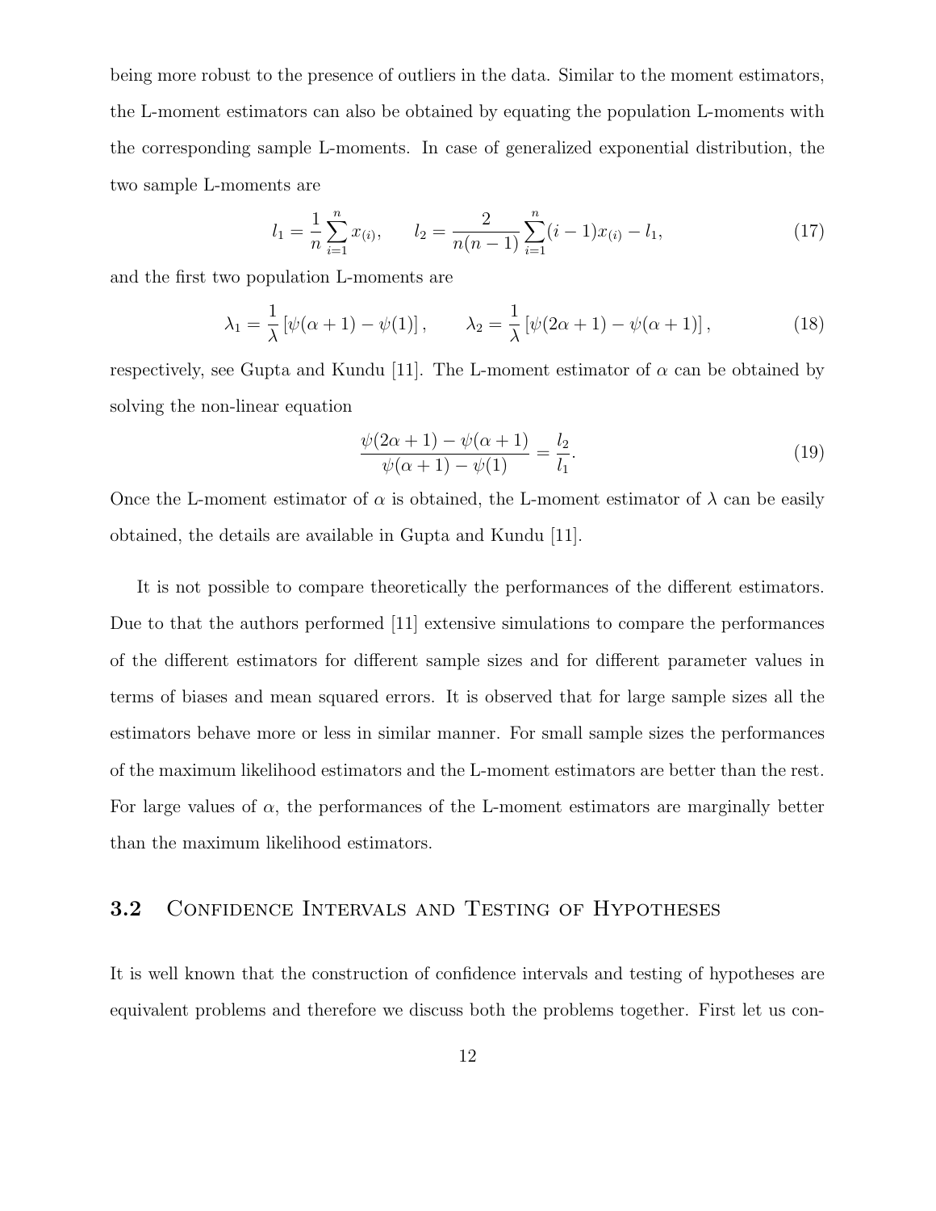being more robust to the presence of outliers in the data. Similar to the moment estimators, the L-moment estimators can also be obtained by equating the population L-moments with the corresponding sample L-moments. In case of generalized exponential distribution, the two sample L-moments are

$$l_1 = \frac{1}{n}\sum_{i=1}^{n} x_{(i)}, \qquad l_2 = \frac{2}{n(n-1)}\sum_{i=1}^{n}(i-1)x_{(i)} - l_1, \tag{17}$$

and the first two population L-moments are

$$\lambda_1 = \frac{1}{\lambda}\left[\psi(\alpha+1) - \psi(1)\right], \qquad \lambda_2 = \frac{1}{\lambda}\left[\psi(2\alpha+1) - \psi(\alpha+1)\right], \tag{18}$$

respectively, see Gupta and Kundu [11]. The L-moment estimator of $\alpha$ can be obtained by solving the non-linear equation

$$\frac{\psi(2\alpha+1) - \psi(\alpha+1)}{\psi(\alpha+1) - \psi(1)} = \frac{l_2}{l_1}. \tag{19}$$

Once the L-moment estimator of $\alpha$ is obtained, the L-moment estimator of $\lambda$ can be easily obtained, the details are available in Gupta and Kundu [11].

It is not possible to compare theoretically the performances of the different estimators. Due to that the authors performed [11] extensive simulations to compare the performances of the different estimators for different sample sizes and for different parameter values in terms of biases and mean squared errors. It is observed that for large sample sizes all the estimators behave more or less in similar manner. For small sample sizes the performances of the maximum likelihood estimators and the L-moment estimators are better than the rest. For large values of $\alpha$, the performances of the L-moment estimators are marginally better than the maximum likelihood estimators.

### 3.2 Confidence Intervals and Testing of Hypotheses

It is well known that the construction of confidence intervals and testing of hypotheses are equivalent problems and therefore we discuss both the problems together. First let us con-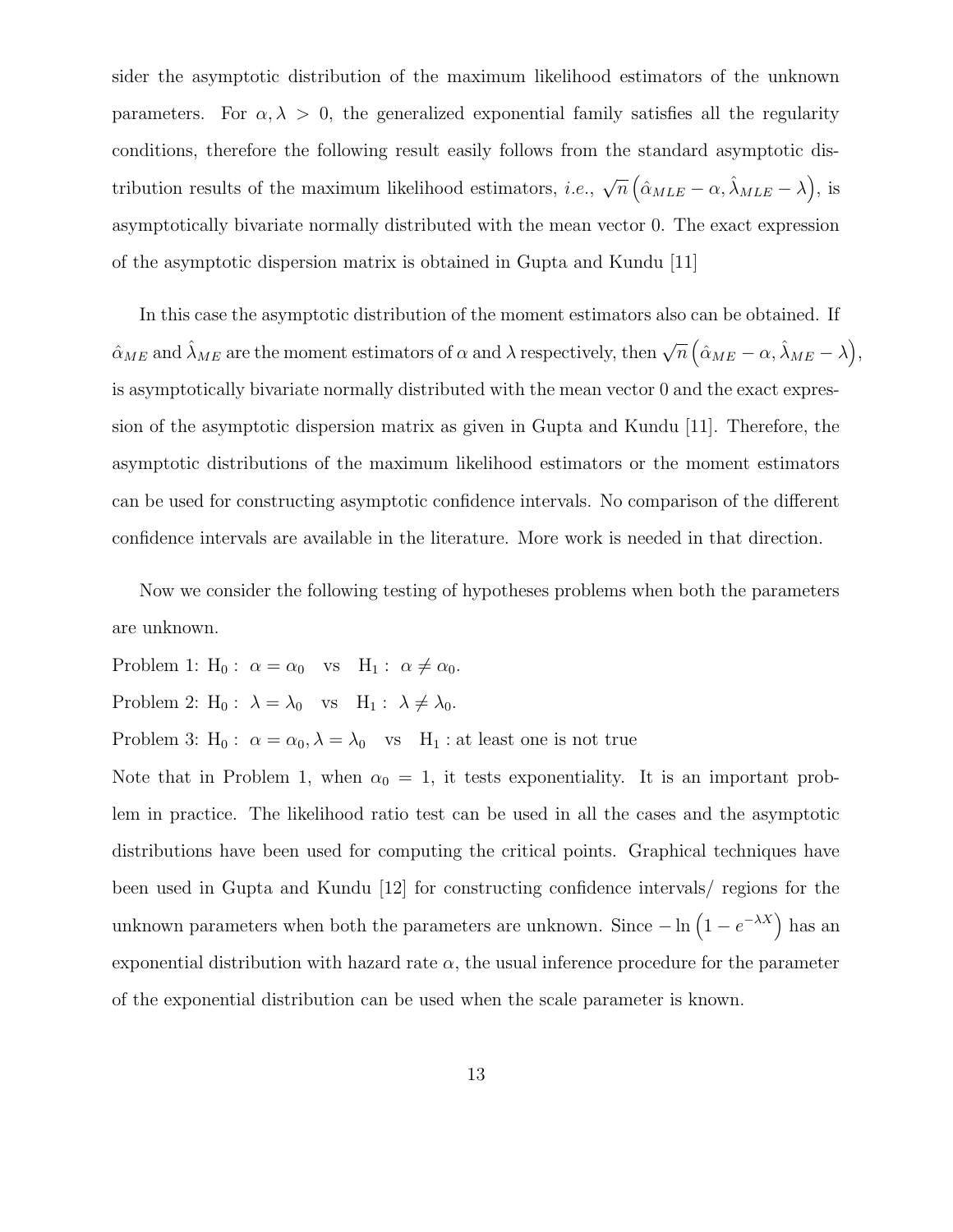sider the asymptotic distribution of the maximum likelihood estimators of the unknown parameters. For $\alpha, \lambda > 0$, the generalized exponential family satisfies all the regularity conditions, therefore the following result easily follows from the standard asymptotic distribution results of the maximum likelihood estimators, *i.e.*, $\sqrt{n}\left(\hat{\alpha}_{MLE} - \alpha, \hat{\lambda}_{MLE} - \lambda\right)$, is asymptotically bivariate normally distributed with the mean vector 0. The exact expression of the asymptotic dispersion matrix is obtained in Gupta and Kundu [11]

In this case the asymptotic distribution of the moment estimators also can be obtained. If $\hat{\alpha}_{ME}$ and $\hat{\lambda}_{ME}$ are the moment estimators of $\alpha$ and $\lambda$ respectively, then $\sqrt{n}\left(\hat{\alpha}_{ME} - \alpha, \hat{\lambda}_{ME} - \lambda\right)$, is asymptotically bivariate normally distributed with the mean vector 0 and the exact expression of the asymptotic dispersion matrix as given in Gupta and Kundu [11]. Therefore, the asymptotic distributions of the maximum likelihood estimators or the moment estimators can be used for constructing asymptotic confidence intervals. No comparison of the different confidence intervals are available in the literature. More work is needed in that direction.

Now we consider the following testing of hypotheses problems when both the parameters are unknown.

Problem 1: $\mathrm{H}_0: \ \alpha = \alpha_0 \quad \text{vs} \quad \mathrm{H}_1: \ \alpha \neq \alpha_0$.

Problem 2: $\mathrm{H}_0: \ \lambda = \lambda_0 \quad \text{vs} \quad \mathrm{H}_1: \ \lambda \neq \lambda_0$.

Problem 3: $\mathrm{H}_0: \ \alpha = \alpha_0, \lambda = \lambda_0 \quad \text{vs} \quad \mathrm{H}_1:$ at least one is not true

Note that in Problem 1, when $\alpha_0 = 1$, it tests exponentiality. It is an important problem in practice. The likelihood ratio test can be used in all the cases and the asymptotic distributions have been used for computing the critical points. Graphical techniques have been used in Gupta and Kundu [12] for constructing confidence intervals/ regions for the unknown parameters when both the parameters are unknown. Since $-\ln\left(1 - e^{-\lambda X}\right)$ has an exponential distribution with hazard rate $\alpha$, the usual inference procedure for the parameter of the exponential distribution can be used when the scale parameter is known.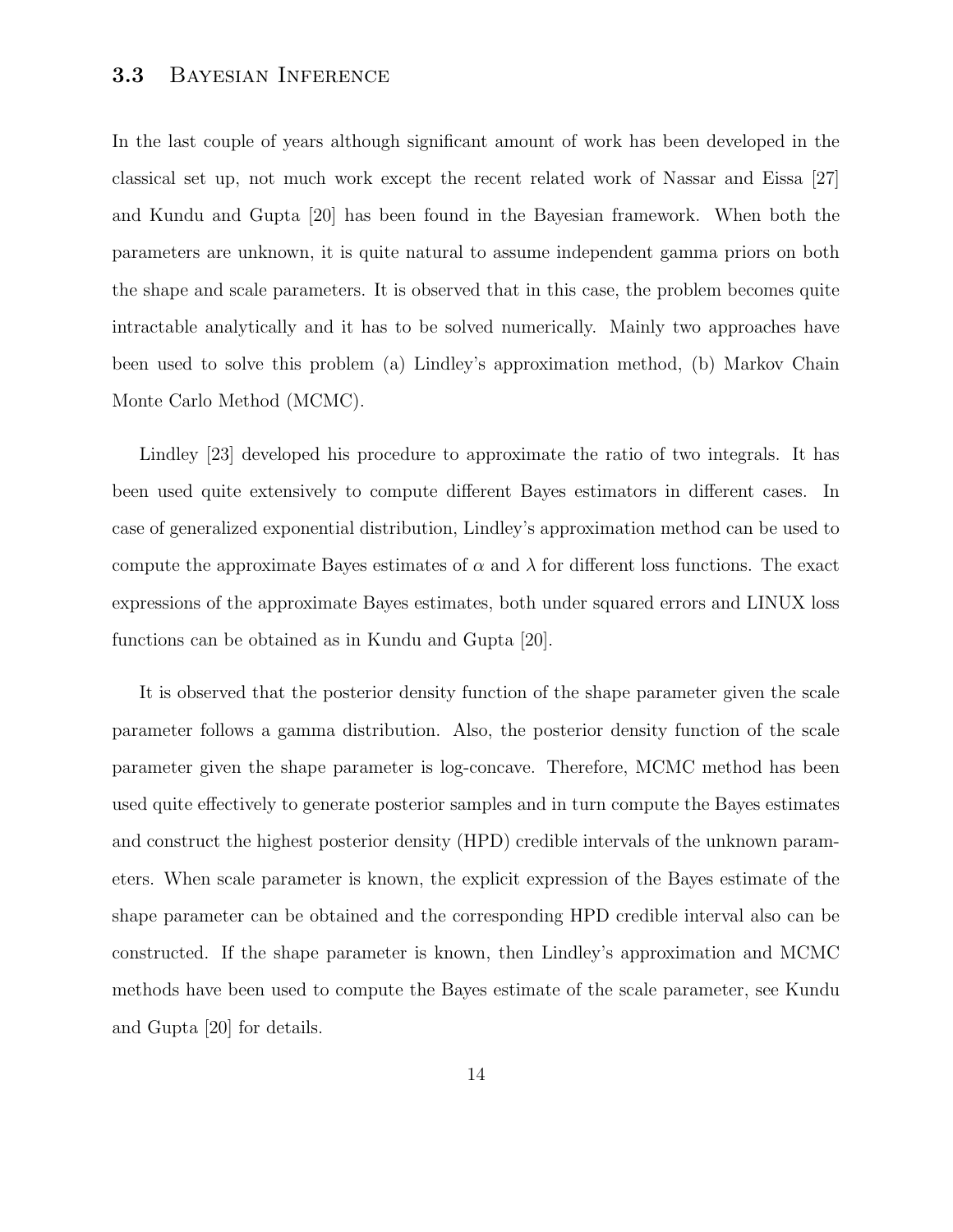### 3.3 Bayesian Inference

In the last couple of years although significant amount of work has been developed in the classical set up, not much work except the recent related work of Nassar and Eissa [27] and Kundu and Gupta [20] has been found in the Bayesian framework. When both the parameters are unknown, it is quite natural to assume independent gamma priors on both the shape and scale parameters. It is observed that in this case, the problem becomes quite intractable analytically and it has to be solved numerically. Mainly two approaches have been used to solve this problem (a) Lindley's approximation method, (b) Markov Chain Monte Carlo Method (MCMC).

Lindley [23] developed his procedure to approximate the ratio of two integrals. It has been used quite extensively to compute different Bayes estimators in different cases. In case of generalized exponential distribution, Lindley's approximation method can be used to compute the approximate Bayes estimates of $\alpha$ and $\lambda$ for different loss functions. The exact expressions of the approximate Bayes estimates, both under squared errors and LINUX loss functions can be obtained as in Kundu and Gupta [20].

It is observed that the posterior density function of the shape parameter given the scale parameter follows a gamma distribution. Also, the posterior density function of the scale parameter given the shape parameter is log-concave. Therefore, MCMC method has been used quite effectively to generate posterior samples and in turn compute the Bayes estimates and construct the highest posterior density (HPD) credible intervals of the unknown parameters. When scale parameter is known, the explicit expression of the Bayes estimate of the shape parameter can be obtained and the corresponding HPD credible interval also can be constructed. If the shape parameter is known, then Lindley's approximation and MCMC methods have been used to compute the Bayes estimate of the scale parameter, see Kundu and Gupta [20] for details.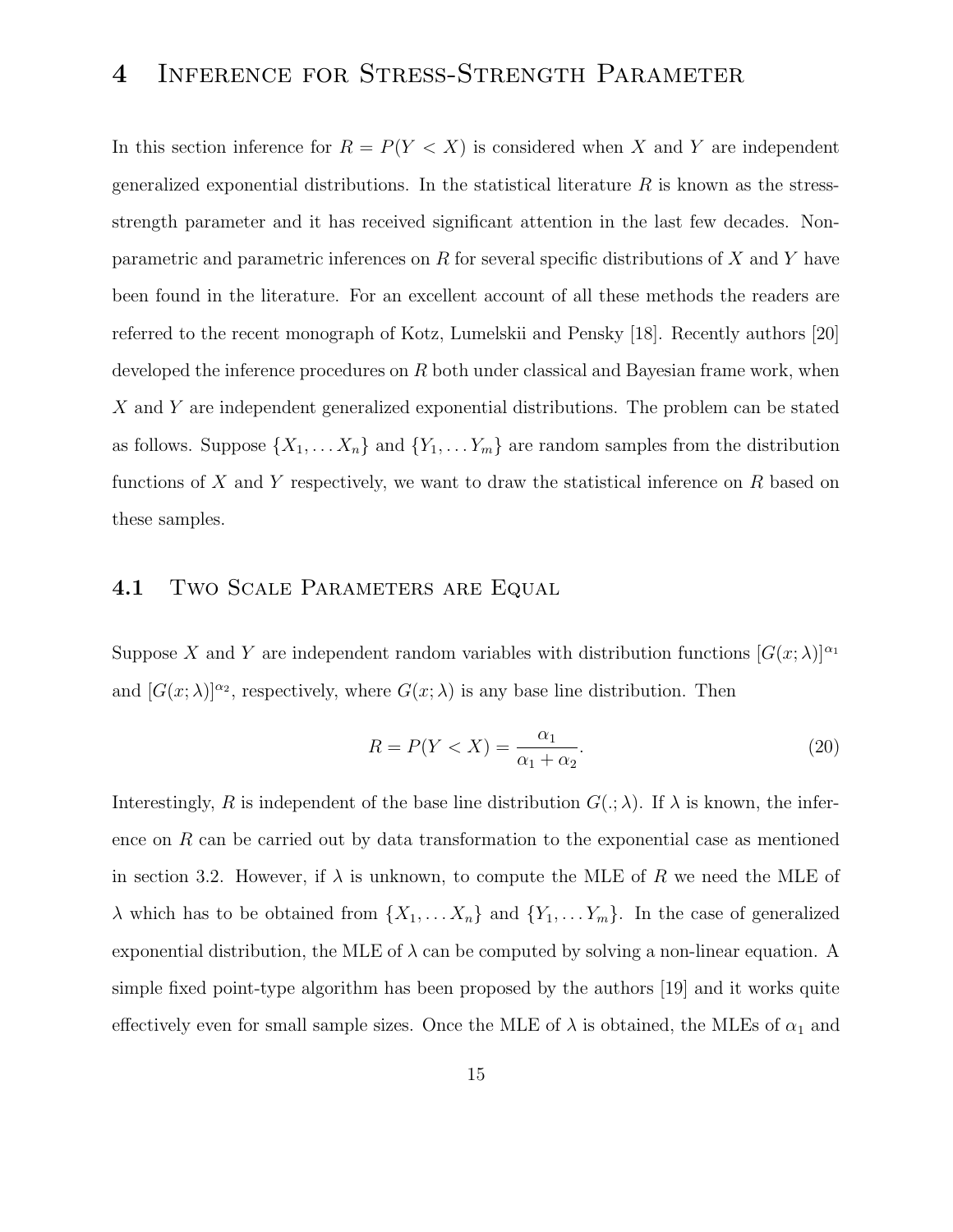# 4 Inference for Stress-Strength Parameter

In this section inference for $R = P(Y < X)$ is considered when $X$ and $Y$ are independent generalized exponential distributions. In the statistical literature $R$ is known as the stress-strength parameter and it has received significant attention in the last few decades. Non-parametric and parametric inferences on $R$ for several specific distributions of $X$ and $Y$ have been found in the literature. For an excellent account of all these methods the readers are referred to the recent monograph of Kotz, Lumelskii and Pensky [18]. Recently authors [20] developed the inference procedures on $R$ both under classical and Bayesian frame work, when $X$ and $Y$ are independent generalized exponential distributions. The problem can be stated as follows. Suppose $\{X_1, \ldots X_n\}$ and $\{Y_1, \ldots Y_m\}$ are random samples from the distribution functions of $X$ and $Y$ respectively, we want to draw the statistical inference on $R$ based on these samples.

## 4.1 Two Scale Parameters are Equal

Suppose $X$ and $Y$ are independent random variables with distribution functions $[G(x; \lambda)]^{\alpha_1}$ and $[G(x; \lambda)]^{\alpha_2}$, respectively, where $G(x; \lambda)$ is any base line distribution. Then

$$R = P(Y < X) = \frac{\alpha_1}{\alpha_1 + \alpha_2}. \tag{20}$$

Interestingly, $R$ is independent of the base line distribution $G(.; \lambda)$. If $\lambda$ is known, the inference on $R$ can be carried out by data transformation to the exponential case as mentioned in section 3.2. However, if $\lambda$ is unknown, to compute the MLE of $R$ we need the MLE of $\lambda$ which has to be obtained from $\{X_1, \ldots X_n\}$ and $\{Y_1, \ldots Y_m\}$. In the case of generalized exponential distribution, the MLE of $\lambda$ can be computed by solving a non-linear equation. A simple fixed point-type algorithm has been proposed by the authors [19] and it works quite effectively even for small sample sizes. Once the MLE of $\lambda$ is obtained, the MLEs of $\alpha_1$ and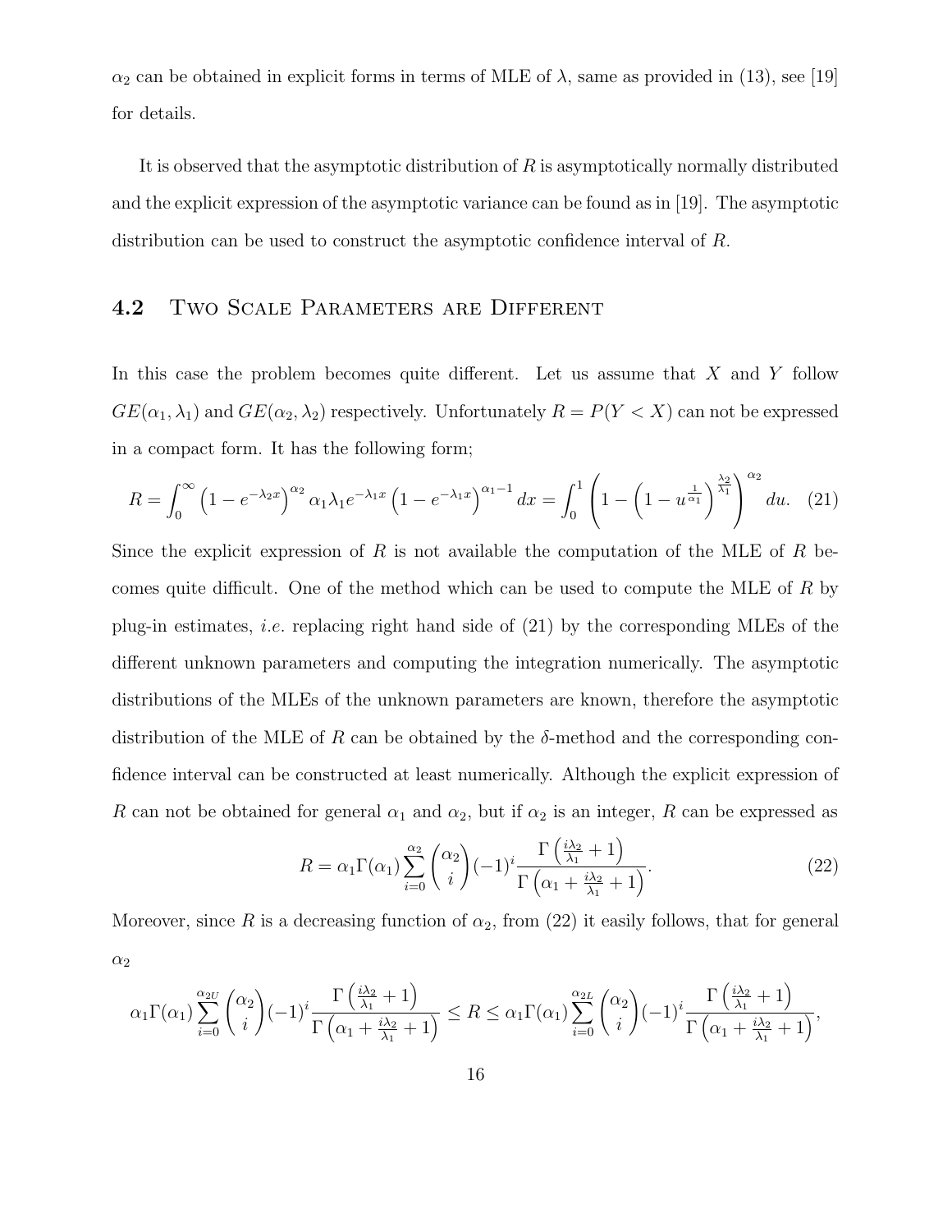$\alpha_2$ can be obtained in explicit forms in terms of MLE of $\lambda$, same as provided in (13), see [19] for details.

It is observed that the asymptotic distribution of $R$ is asymptotically normally distributed and the explicit expression of the asymptotic variance can be found as in [19]. The asymptotic distribution can be used to construct the asymptotic confidence interval of $R$.

## 4.2 Two Scale Parameters are Different

In this case the problem becomes quite different. Let us assume that $X$ and $Y$ follow $GE(\alpha_1, \lambda_1)$ and $GE(\alpha_2, \lambda_2)$ respectively. Unfortunately $R = P(Y < X)$ can not be expressed in a compact form. It has the following form;

$$R = \int_0^\infty \left(1 - e^{-\lambda_2 x}\right)^{\alpha_2} \alpha_1 \lambda_1 e^{-\lambda_1 x} \left(1 - e^{-\lambda_1 x}\right)^{\alpha_1 - 1} dx = \int_0^1 \left(1 - \left(1 - u^{\frac{1}{\alpha_1}}\right)^{\frac{\lambda_2}{\lambda_1}}\right)^{\alpha_2} du. \quad (21)$$

Since the explicit expression of $R$ is not available the computation of the MLE of $R$ becomes quite difficult. One of the method which can be used to compute the MLE of $R$ by plug-in estimates, *i.e.* replacing right hand side of (21) by the corresponding MLEs of the different unknown parameters and computing the integration numerically. The asymptotic distributions of the MLEs of the unknown parameters are known, therefore the asymptotic distribution of the MLE of $R$ can be obtained by the $\delta$-method and the corresponding confidence interval can be constructed at least numerically. Although the explicit expression of $R$ can not be obtained for general $\alpha_1$ and $\alpha_2$, but if $\alpha_2$ is an integer, $R$ can be expressed as

$$R = \alpha_1 \Gamma(\alpha_1) \sum_{i=0}^{\alpha_2} \binom{\alpha_2}{i} (-1)^i \frac{\Gamma\left(\frac{i\lambda_2}{\lambda_1} + 1\right)}{\Gamma\left(\alpha_1 + \frac{i\lambda_2}{\lambda_1} + 1\right)}. \quad (22)$$

Moreover, since $R$ is a decreasing function of $\alpha_2$, from (22) it easily follows, that for general $\alpha_2$

$$\alpha_1 \Gamma(\alpha_1) \sum_{i=0}^{\alpha_{2U}} \binom{\alpha_2}{i} (-1)^i \frac{\Gamma\left(\frac{i\lambda_2}{\lambda_1} + 1\right)}{\Gamma\left(\alpha_1 + \frac{i\lambda_2}{\lambda_1} + 1\right)} \leq R \leq \alpha_1 \Gamma(\alpha_1) \sum_{i=0}^{\alpha_{2L}} \binom{\alpha_2}{i} (-1)^i \frac{\Gamma\left(\frac{i\lambda_2}{\lambda_1} + 1\right)}{\Gamma\left(\alpha_1 + \frac{i\lambda_2}{\lambda_1} + 1\right)},$$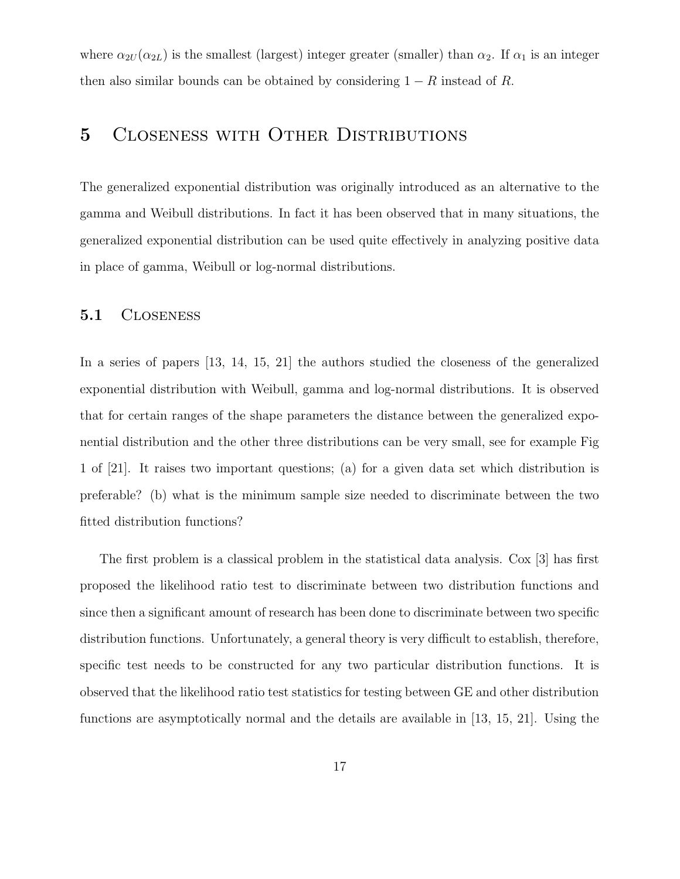where $\alpha_{2U}(\alpha_{2L})$ is the smallest (largest) integer greater (smaller) than $\alpha_2$. If $\alpha_1$ is an integer then also similar bounds can be obtained by considering $1 - R$ instead of $R$.

# 5 Closeness with Other Distributions

The generalized exponential distribution was originally introduced as an alternative to the gamma and Weibull distributions. In fact it has been observed that in many situations, the generalized exponential distribution can be used quite effectively in analyzing positive data in place of gamma, Weibull or log-normal distributions.

## 5.1 Closeness

In a series of papers [13, 14, 15, 21] the authors studied the closeness of the generalized exponential distribution with Weibull, gamma and log-normal distributions. It is observed that for certain ranges of the shape parameters the distance between the generalized exponential distribution and the other three distributions can be very small, see for example Fig 1 of [21]. It raises two important questions; (a) for a given data set which distribution is preferable? (b) what is the minimum sample size needed to discriminate between the two fitted distribution functions?

The first problem is a classical problem in the statistical data analysis. Cox [3] has first proposed the likelihood ratio test to discriminate between two distribution functions and since then a significant amount of research has been done to discriminate between two specific distribution functions. Unfortunately, a general theory is very difficult to establish, therefore, specific test needs to be constructed for any two particular distribution functions. It is observed that the likelihood ratio test statistics for testing between GE and other distribution functions are asymptotically normal and the details are available in [13, 15, 21]. Using the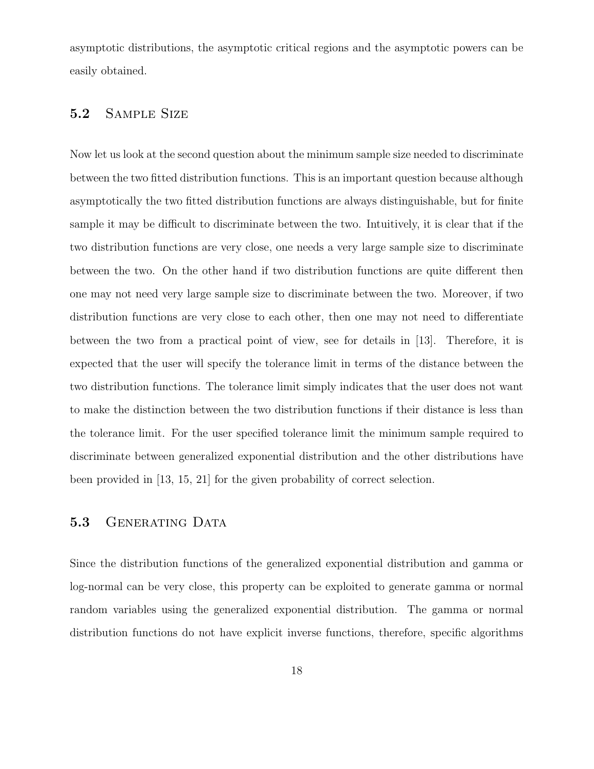asymptotic distributions, the asymptotic critical regions and the asymptotic powers can be easily obtained.

## 5.2 Sample Size

Now let us look at the second question about the minimum sample size needed to discriminate between the two fitted distribution functions. This is an important question because although asymptotically the two fitted distribution functions are always distinguishable, but for finite sample it may be difficult to discriminate between the two. Intuitively, it is clear that if the two distribution functions are very close, one needs a very large sample size to discriminate between the two. On the other hand if two distribution functions are quite different then one may not need very large sample size to discriminate between the two. Moreover, if two distribution functions are very close to each other, then one may not need to differentiate between the two from a practical point of view, see for details in [13]. Therefore, it is expected that the user will specify the tolerance limit in terms of the distance between the two distribution functions. The tolerance limit simply indicates that the user does not want to make the distinction between the two distribution functions if their distance is less than the tolerance limit. For the user specified tolerance limit the minimum sample required to discriminate between generalized exponential distribution and the other distributions have been provided in [13, 15, 21] for the given probability of correct selection.

## 5.3 Generating Data

Since the distribution functions of the generalized exponential distribution and gamma or log-normal can be very close, this property can be exploited to generate gamma or normal random variables using the generalized exponential distribution. The gamma or normal distribution functions do not have explicit inverse functions, therefore, specific algorithms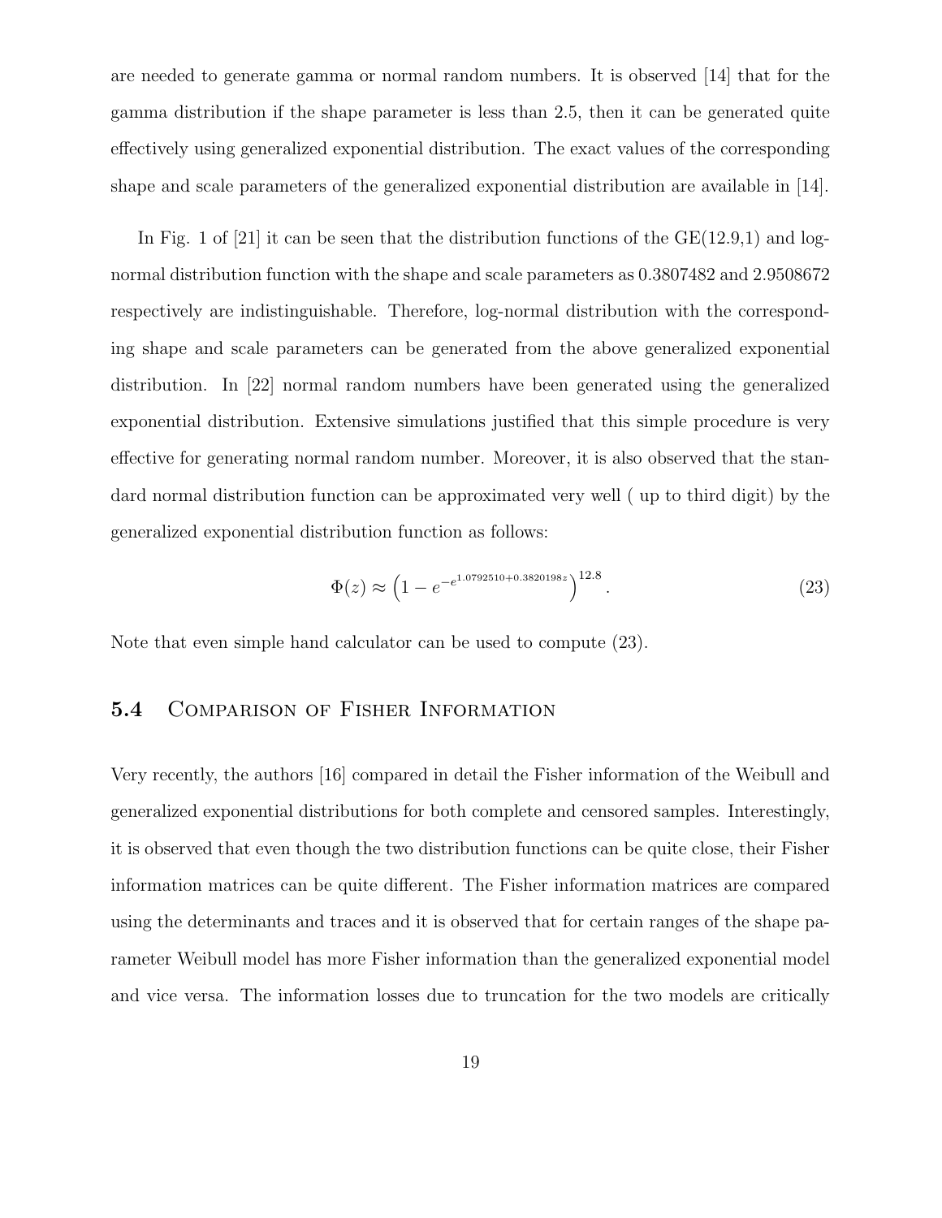are needed to generate gamma or normal random numbers. It is observed [14] that for the gamma distribution if the shape parameter is less than 2.5, then it can be generated quite effectively using generalized exponential distribution. The exact values of the corresponding shape and scale parameters of the generalized exponential distribution are available in [14].

In Fig. 1 of [21] it can be seen that the distribution functions of the GE(12.9,1) and log-normal distribution function with the shape and scale parameters as 0.3807482 and 2.9508672 respectively are indistinguishable. Therefore, log-normal distribution with the corresponding shape and scale parameters can be generated from the above generalized exponential distribution. In [22] normal random numbers have been generated using the generalized exponential distribution. Extensive simulations justified that this simple procedure is very effective for generating normal random number. Moreover, it is also observed that the standard normal distribution function can be approximated very well ( up to third digit) by the generalized exponential distribution function as follows:

$$\Phi(z) \approx \left(1 - e^{-e^{1.0792510 + 0.3820198z}}\right)^{12.8}. \tag{23}$$

Note that even simple hand calculator can be used to compute (23).

## 5.4 Comparison of Fisher Information

Very recently, the authors [16] compared in detail the Fisher information of the Weibull and generalized exponential distributions for both complete and censored samples. Interestingly, it is observed that even though the two distribution functions can be quite close, their Fisher information matrices can be quite different. The Fisher information matrices are compared using the determinants and traces and it is observed that for certain ranges of the shape parameter Weibull model has more Fisher information than the generalized exponential model and vice versa. The information losses due to truncation for the two models are critically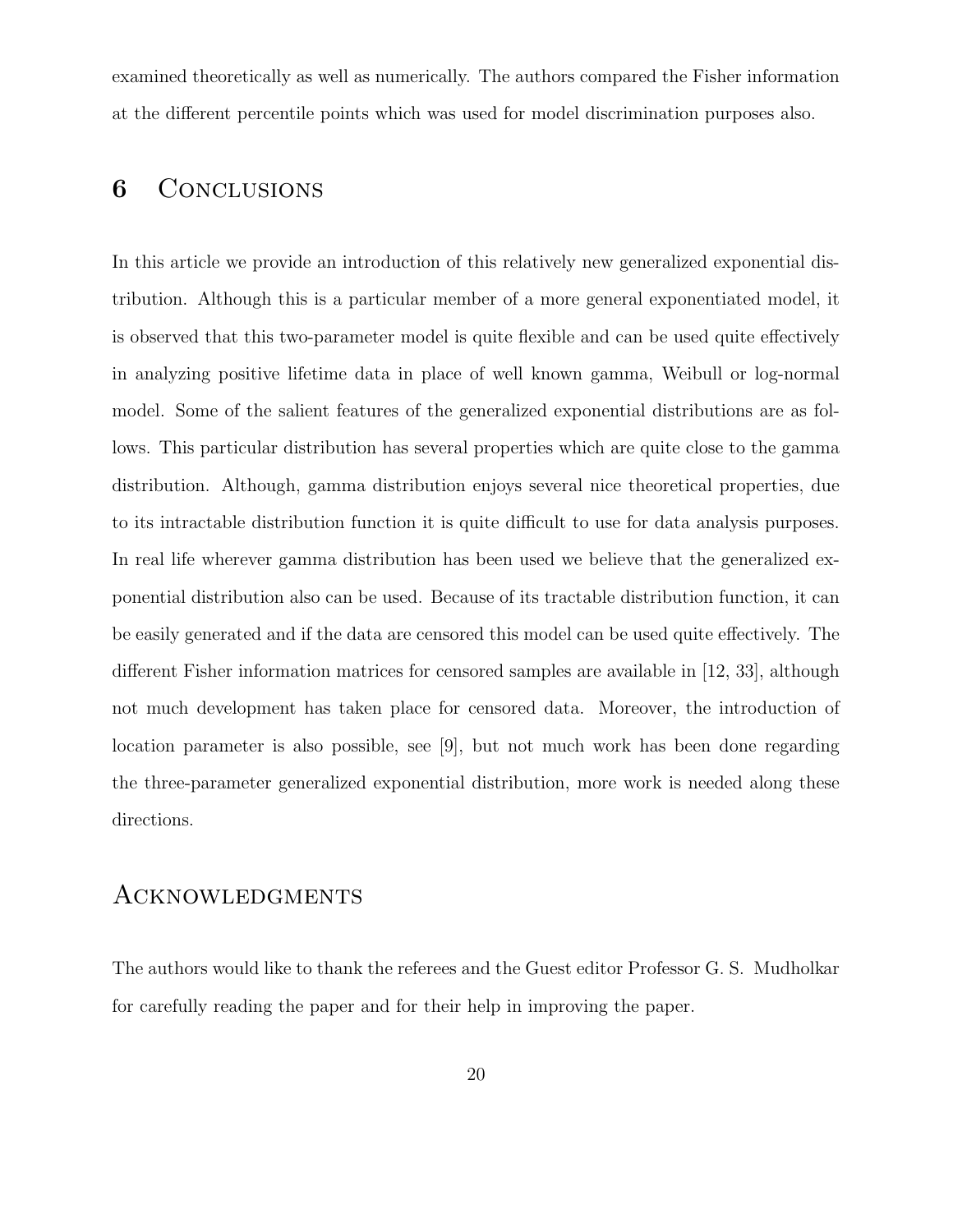examined theoretically as well as numerically. The authors compared the Fisher information at the different percentile points which was used for model discrimination purposes also.

## 6 Conclusions

In this article we provide an introduction of this relatively new generalized exponential distribution. Although this is a particular member of a more general exponentiated model, it is observed that this two-parameter model is quite flexible and can be used quite effectively in analyzing positive lifetime data in place of well known gamma, Weibull or log-normal model. Some of the salient features of the generalized exponential distributions are as follows. This particular distribution has several properties which are quite close to the gamma distribution. Although, gamma distribution enjoys several nice theoretical properties, due to its intractable distribution function it is quite difficult to use for data analysis purposes. In real life wherever gamma distribution has been used we believe that the generalized exponential distribution also can be used. Because of its tractable distribution function, it can be easily generated and if the data are censored this model can be used quite effectively. The different Fisher information matrices for censored samples are available in [12, 33], although not much development has taken place for censored data. Moreover, the introduction of location parameter is also possible, see [9], but not much work has been done regarding the three-parameter generalized exponential distribution, more work is needed along these directions.

## Acknowledgments

The authors would like to thank the referees and the Guest editor Professor G. S. Mudholkar for carefully reading the paper and for their help in improving the paper.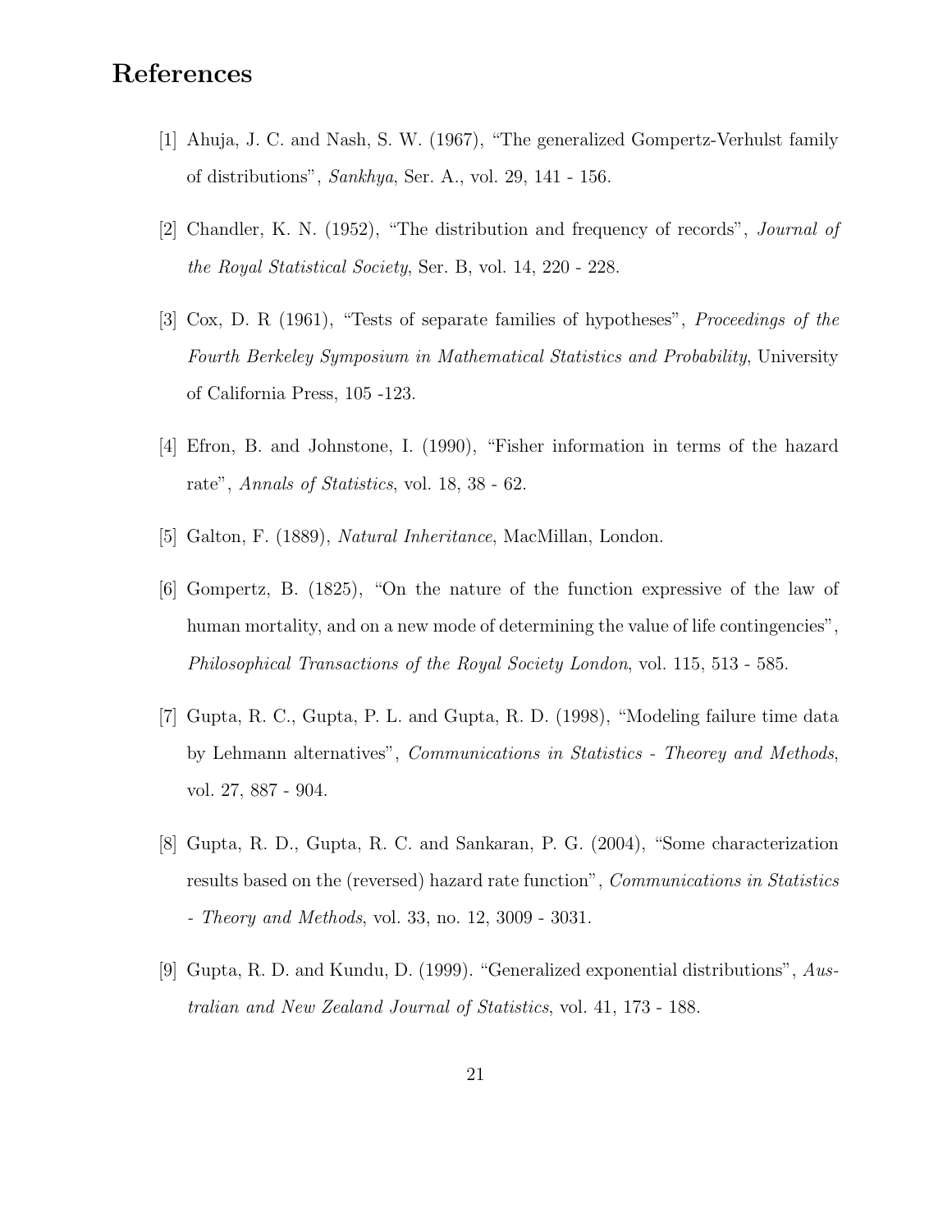## References

[1] Ahuja, J. C. and Nash, S. W. (1967), "The generalized Gompertz-Verhulst family of distributions", *Sankhya*, Ser. A., vol. 29, 141 - 156.

[2] Chandler, K. N. (1952), "The distribution and frequency of records", *Journal of the Royal Statistical Society*, Ser. B, vol. 14, 220 - 228.

[3] Cox, D. R (1961), "Tests of separate families of hypotheses", *Proceedings of the Fourth Berkeley Symposium in Mathematical Statistics and Probability*, University of California Press, 105 -123.

[4] Efron, B. and Johnstone, I. (1990), "Fisher information in terms of the hazard rate", *Annals of Statistics*, vol. 18, 38 - 62.

[5] Galton, F. (1889), *Natural Inheritance*, MacMillan, London.

[6] Gompertz, B. (1825), "On the nature of the function expressive of the law of human mortality, and on a new mode of determining the value of life contingencies", *Philosophical Transactions of the Royal Society London*, vol. 115, 513 - 585.

[7] Gupta, R. C., Gupta, P. L. and Gupta, R. D. (1998), "Modeling failure time data by Lehmann alternatives", *Communications in Statistics - Theorey and Methods*, vol. 27, 887 - 904.

[8] Gupta, R. D., Gupta, R. C. and Sankaran, P. G. (2004), "Some characterization results based on the (reversed) hazard rate function", *Communications in Statistics - Theory and Methods*, vol. 33, no. 12, 3009 - 3031.

[9] Gupta, R. D. and Kundu, D. (1999). "Generalized exponential distributions", *Australian and New Zealand Journal of Statistics*, vol. 41, 173 - 188.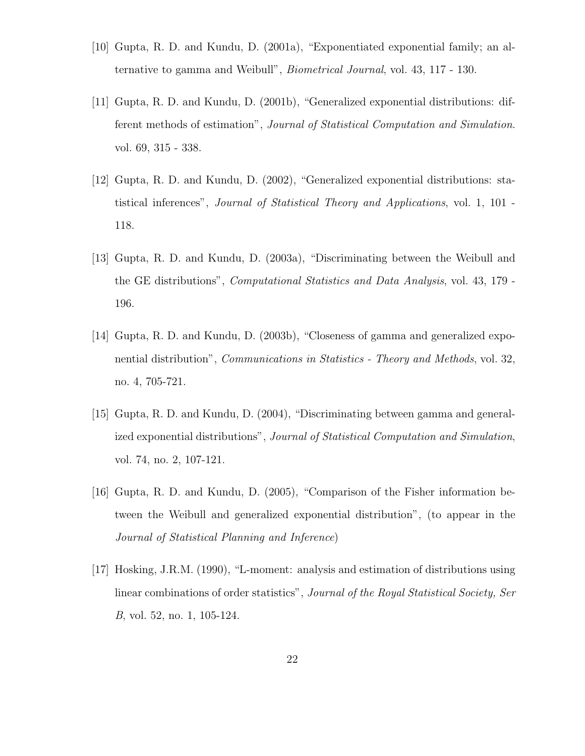[10] Gupta, R. D. and Kundu, D. (2001a), "Exponentiated exponential family; an alternative to gamma and Weibull", *Biometrical Journal*, vol. 43, 117 - 130.

[11] Gupta, R. D. and Kundu, D. (2001b), "Generalized exponential distributions: different methods of estimation", *Journal of Statistical Computation and Simulation*. vol. 69, 315 - 338.

[12] Gupta, R. D. and Kundu, D. (2002), "Generalized exponential distributions: statistical inferences", *Journal of Statistical Theory and Applications*, vol. 1, 101 - 118.

[13] Gupta, R. D. and Kundu, D. (2003a), "Discriminating between the Weibull and the GE distributions", *Computational Statistics and Data Analysis*, vol. 43, 179 - 196.

[14] Gupta, R. D. and Kundu, D. (2003b), "Closeness of gamma and generalized exponential distribution", *Communications in Statistics - Theory and Methods*, vol. 32, no. 4, 705-721.

[15] Gupta, R. D. and Kundu, D. (2004), "Discriminating between gamma and generalized exponential distributions", *Journal of Statistical Computation and Simulation*, vol. 74, no. 2, 107-121.

[16] Gupta, R. D. and Kundu, D. (2005), "Comparison of the Fisher information between the Weibull and generalized exponential distribution", (to appear in the *Journal of Statistical Planning and Inference*)

[17] Hosking, J.R.M. (1990), "L-moment: analysis and estimation of distributions using linear combinations of order statistics", *Journal of the Royal Statistical Society, Ser B*, vol. 52, no. 1, 105-124.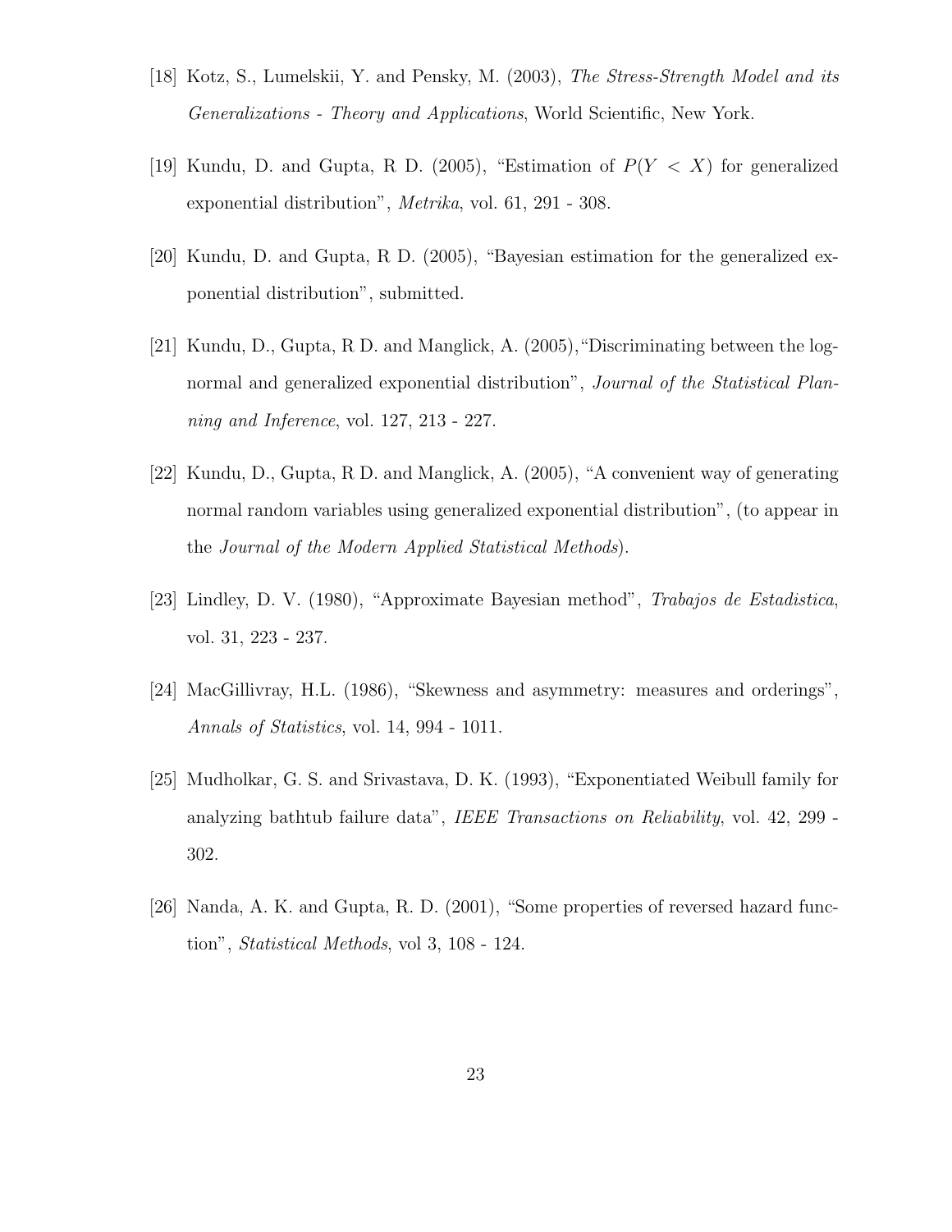[18] Kotz, S., Lumelskii, Y. and Pensky, M. (2003), *The Stress-Strength Model and its Generalizations - Theory and Applications*, World Scientific, New York.

[19] Kundu, D. and Gupta, R D. (2005), "Estimation of $P(Y < X)$ for generalized exponential distribution", *Metrika*, vol. 61, 291 - 308.

[20] Kundu, D. and Gupta, R D. (2005), "Bayesian estimation for the generalized exponential distribution", submitted.

[21] Kundu, D., Gupta, R D. and Manglick, A. (2005),"Discriminating between the log-normal and generalized exponential distribution", *Journal of the Statistical Planning and Inference*, vol. 127, 213 - 227.

[22] Kundu, D., Gupta, R D. and Manglick, A. (2005), "A convenient way of generating normal random variables using generalized exponential distribution", (to appear in the *Journal of the Modern Applied Statistical Methods*).

[23] Lindley, D. V. (1980), "Approximate Bayesian method", *Trabajos de Estadistica*, vol. 31, 223 - 237.

[24] MacGillivray, H.L. (1986), "Skewness and asymmetry: measures and orderings", *Annals of Statistics*, vol. 14, 994 - 1011.

[25] Mudholkar, G. S. and Srivastava, D. K. (1993), "Exponentiated Weibull family for analyzing bathtub failure data", *IEEE Transactions on Reliability*, vol. 42, 299 - 302.

[26] Nanda, A. K. and Gupta, R. D. (2001), "Some properties of reversed hazard function", *Statistical Methods*, vol 3, 108 - 124.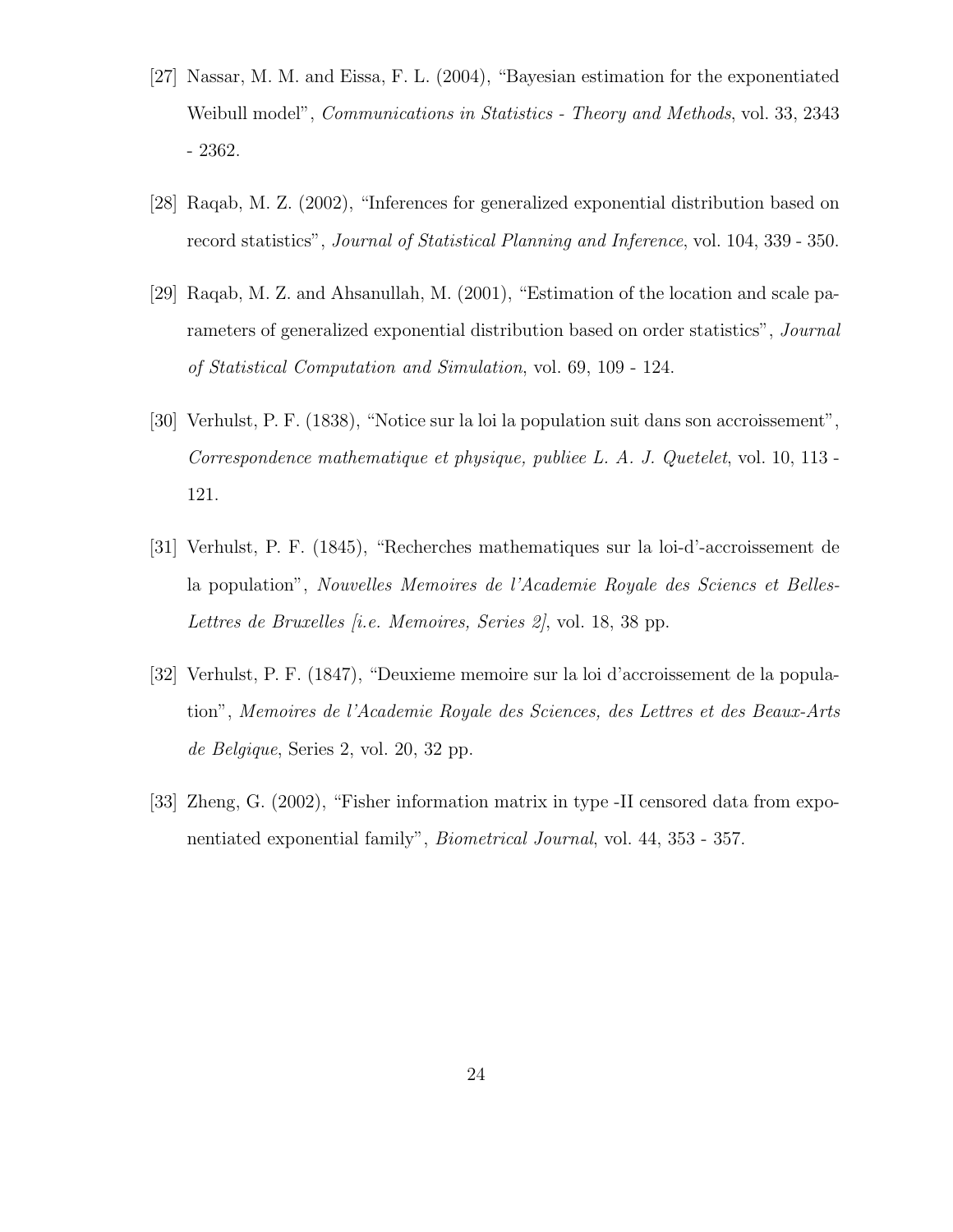[27] Nassar, M. M. and Eissa, F. L. (2004), "Bayesian estimation for the exponentiated Weibull model", *Communications in Statistics - Theory and Methods*, vol. 33, 2343 - 2362.

[28] Raqab, M. Z. (2002), "Inferences for generalized exponential distribution based on record statistics", *Journal of Statistical Planning and Inference*, vol. 104, 339 - 350.

[29] Raqab, M. Z. and Ahsanullah, M. (2001), "Estimation of the location and scale parameters of generalized exponential distribution based on order statistics", *Journal of Statistical Computation and Simulation*, vol. 69, 109 - 124.

[30] Verhulst, P. F. (1838), "Notice sur la loi la population suit dans son accroissement", *Correspondence mathematique et physique, publiee L. A. J. Quetelet*, vol. 10, 113 - 121.

[31] Verhulst, P. F. (1845), "Recherches mathematiques sur la loi-d'-accroissement de la population", *Nouvelles Memoires de l'Academie Royale des Sciencs et Belles-Lettres de Bruxelles [i.e. Memoires, Series 2]*, vol. 18, 38 pp.

[32] Verhulst, P. F. (1847), "Deuxieme memoire sur la loi d'accroissement de la population", *Memoires de l'Academie Royale des Sciences, des Lettres et des Beaux-Arts de Belgique*, Series 2, vol. 20, 32 pp.

[33] Zheng, G. (2002), "Fisher information matrix in type -II censored data from exponentiated exponential family", *Biometrical Journal*, vol. 44, 353 - 357.